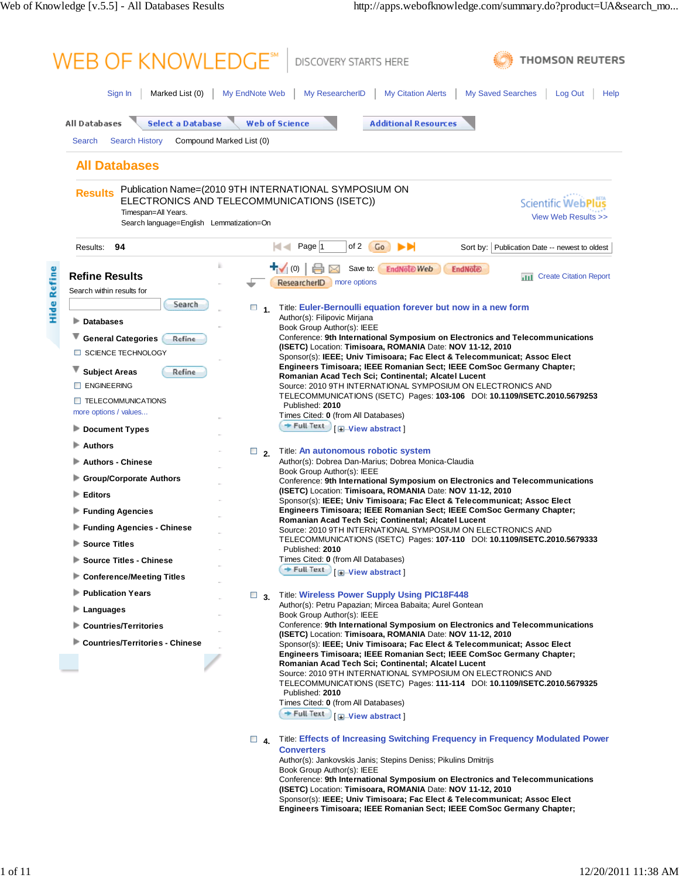# WEB OF KNOWLEDGE℠ DISCOVERY STARTS HERE

THOMSON REUTERS

Sign In | Marked List (0) | My EndNote Web | My ResearcherID | My Citation Alerts | My Saved Searches | Log Out | Help

All Databases | Select a Database | Web of Science | Additional Resources

Search | Search History | Compound Marked List (0)

## All Databases

**Results** Publication Name=(2010 9TH INTERNATIONAL SYMPOSIUM ON ELECTRONICS AND TELECOMMUNICATIONS (ISETC))
Timespan=All Years.
Search language=English Lemmatization=On

Scientific WebPlus
View Web Results >>

Results: **94** Page 1 of 2 Go Sort by: Publication Date -- newest to oldest

### Refine Results

Search within results for
Search

- Databases
- General Categories Refine
  - SCIENCE TECHNOLOGY
- Subject Areas Refine
  - ENGINEERING
  - TELECOMMUNICATIONS
  - more options / values...
- Document Types
- Authors
- Authors - Chinese
- Group/Corporate Authors
- Editors
- Funding Agencies
- Funding Agencies - Chinese
- Source Titles
- Source Titles - Chinese
- Conference/Meeting Titles
- Publication Years
- Languages
- Countries/Territories
- Countries/Territories - Chinese

(0) Save to: EndNote Web EndNote ResearcherID more options Create Citation Report

**1.** Title: Euler-Bernoulli equation forever but now in a new form
Author(s): Filipovic Mirjana
Book Group Author(s): IEEE
Conference: **9th International Symposium on Electronics and Telecommunications (ISETC)** Location: **Timisoara, ROMANIA** Date: **NOV 11-12, 2010**
Sponsor(s): **IEEE; Univ Timisoara; Fac Elect & Telecommunicat; Assoc Elect Engineers Timisoara; IEEE Romanian Sect; IEEE ComSoc Germany Chapter; Romanian Acad Tech Sci; Continental; Alcatel Lucent**
Source: 2010 9TH INTERNATIONAL SYMPOSIUM ON ELECTRONICS AND TELECOMMUNICATIONS (ISETC) Pages: **103-106** DOI: **10.1109/ISETC.2010.5679253**
Published: **2010**
Times Cited: **0** (from All Databases)
Full Text [ View abstract ]

**2.** Title: An autonomous robotic system
Author(s): Dobrea Dan-Marius; Dobrea Monica-Claudia
Book Group Author(s): IEEE
Conference: **9th International Symposium on Electronics and Telecommunications (ISETC)** Location: **Timisoara, ROMANIA** Date: **NOV 11-12, 2010**
Sponsor(s): **IEEE; Univ Timisoara; Fac Elect & Telecommunicat; Assoc Elect Engineers Timisoara; IEEE Romanian Sect; IEEE ComSoc Germany Chapter; Romanian Acad Tech Sci; Continental; Alcatel Lucent**
Source: 2010 9TH INTERNATIONAL SYMPOSIUM ON ELECTRONICS AND TELECOMMUNICATIONS (ISETC) Pages: **107-110** DOI: **10.1109/ISETC.2010.5679333**
Published: **2010**
Times Cited: **0** (from All Databases)
Full Text [ View abstract ]

**3.** Title: Wireless Power Supply Using PIC18F448
Author(s): Petru Papazian; Mircea Babaita; Aurel Gontean
Book Group Author(s): IEEE
Conference: **9th International Symposium on Electronics and Telecommunications (ISETC)** Location: **Timisoara, ROMANIA** Date: **NOV 11-12, 2010**
Sponsor(s): **IEEE; Univ Timisoara; Fac Elect & Telecommunicat; Assoc Elect Engineers Timisoara; IEEE Romanian Sect; IEEE ComSoc Germany Chapter; Romanian Acad Tech Sci; Continental; Alcatel Lucent**
Source: 2010 9TH INTERNATIONAL SYMPOSIUM ON ELECTRONICS AND TELECOMMUNICATIONS (ISETC) Pages: **111-114** DOI: **10.1109/ISETC.2010.5679325**
Published: **2010**
Times Cited: **0** (from All Databases)
Full Text [ View abstract ]

**4.** Title: Effects of Increasing Switching Frequency in Frequency Modulated Power Converters
Author(s): Jankovskis Janis; Stepins Deniss; Pikulins Dmitrijs
Book Group Author(s): IEEE
Conference: **9th International Symposium on Electronics and Telecommunications (ISETC)** Location: **Timisoara, ROMANIA** Date: **NOV 11-12, 2010**
Sponsor(s): **IEEE; Univ Timisoara; Fac Elect & Telecommunicat; Assoc Elect Engineers Timisoara; IEEE Romanian Sect; IEEE ComSoc Germany Chapter;**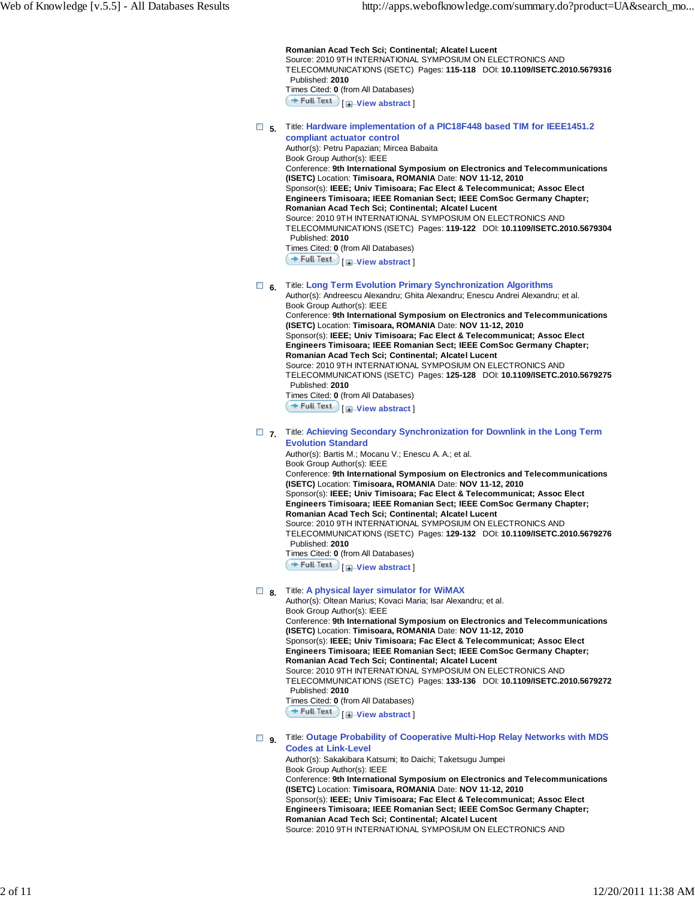Romanian Acad Tech Sci; Continental; Alcatel Lucent
Source: 2010 9TH INTERNATIONAL SYMPOSIUM ON ELECTRONICS AND TELECOMMUNICATIONS (ISETC) Pages: **115-118** DOI: **10.1109/ISETC.2010.5679316**
Published: **2010**
Times Cited: **0** (from All Databases)
Full Text [ View abstract ]

**5.** Title: **Hardware implementation of a PIC18F448 based TIM for IEEE1451.2 compliant actuator control**
Author(s): Petru Papazian; Mircea Babaita
Book Group Author(s): IEEE
Conference: **9th International Symposium on Electronics and Telecommunications (ISETC)** Location: **Timisoara, ROMANIA** Date: **NOV 11-12, 2010**
Sponsor(s): **IEEE; Univ Timisoara; Fac Elect & Telecommunicat; Assoc Elect Engineers Timisoara; IEEE Romanian Sect; IEEE ComSoc Germany Chapter; Romanian Acad Tech Sci; Continental; Alcatel Lucent**
Source: 2010 9TH INTERNATIONAL SYMPOSIUM ON ELECTRONICS AND TELECOMMUNICATIONS (ISETC) Pages: **119-122** DOI: **10.1109/ISETC.2010.5679304**
Published: **2010**
Times Cited: **0** (from All Databases)
Full Text [ View abstract ]

**6.** Title: **Long Term Evolution Primary Synchronization Algorithms**
Author(s): Andreescu Alexandru; Ghita Alexandru; Enescu Andrei Alexandru; et al.
Book Group Author(s): IEEE
Conference: **9th International Symposium on Electronics and Telecommunications (ISETC)** Location: **Timisoara, ROMANIA** Date: **NOV 11-12, 2010**
Sponsor(s): **IEEE; Univ Timisoara; Fac Elect & Telecommunicat; Assoc Elect Engineers Timisoara; IEEE Romanian Sect; IEEE ComSoc Germany Chapter; Romanian Acad Tech Sci; Continental; Alcatel Lucent**
Source: 2010 9TH INTERNATIONAL SYMPOSIUM ON ELECTRONICS AND TELECOMMUNICATIONS (ISETC) Pages: **125-128** DOI: **10.1109/ISETC.2010.5679275**
Published: **2010**
Times Cited: **0** (from All Databases)
Full Text [ View abstract ]

**7.** Title: **Achieving Secondary Synchronization for Downlink in the Long Term Evolution Standard**
Author(s): Bartis M.; Mocanu V.; Enescu A. A.; et al.
Book Group Author(s): IEEE
Conference: **9th International Symposium on Electronics and Telecommunications (ISETC)** Location: **Timisoara, ROMANIA** Date: **NOV 11-12, 2010**
Sponsor(s): **IEEE; Univ Timisoara; Fac Elect & Telecommunicat; Assoc Elect Engineers Timisoara; IEEE Romanian Sect; IEEE ComSoc Germany Chapter; Romanian Acad Tech Sci; Continental; Alcatel Lucent**
Source: 2010 9TH INTERNATIONAL SYMPOSIUM ON ELECTRONICS AND TELECOMMUNICATIONS (ISETC) Pages: **129-132** DOI: **10.1109/ISETC.2010.5679276**
Published: **2010**
Times Cited: **0** (from All Databases)
Full Text [ View abstract ]

**8.** Title: **A physical layer simulator for WiMAX**
Author(s): Oltean Marius; Kovaci Maria; Isar Alexandru; et al.
Book Group Author(s): IEEE
Conference: **9th International Symposium on Electronics and Telecommunications (ISETC)** Location: **Timisoara, ROMANIA** Date: **NOV 11-12, 2010**
Sponsor(s): **IEEE; Univ Timisoara; Fac Elect & Telecommunicat; Assoc Elect Engineers Timisoara; IEEE Romanian Sect; IEEE ComSoc Germany Chapter; Romanian Acad Tech Sci; Continental; Alcatel Lucent**
Source: 2010 9TH INTERNATIONAL SYMPOSIUM ON ELECTRONICS AND TELECOMMUNICATIONS (ISETC) Pages: **133-136** DOI: **10.1109/ISETC.2010.5679272**
Published: **2010**
Times Cited: **0** (from All Databases)
Full Text [ View abstract ]

**9.** Title: **Outage Probability of Cooperative Multi-Hop Relay Networks with MDS Codes at Link-Level**
Author(s): Sakakibara Katsumi; Ito Daichi; Taketsugu Jumpei
Book Group Author(s): IEEE
Conference: **9th International Symposium on Electronics and Telecommunications (ISETC)** Location: **Timisoara, ROMANIA** Date: **NOV 11-12, 2010**
Sponsor(s): **IEEE; Univ Timisoara; Fac Elect & Telecommunicat; Assoc Elect Engineers Timisoara; IEEE Romanian Sect; IEEE ComSoc Germany Chapter; Romanian Acad Tech Sci; Continental; Alcatel Lucent**
Source: 2010 9TH INTERNATIONAL SYMPOSIUM ON ELECTRONICS AND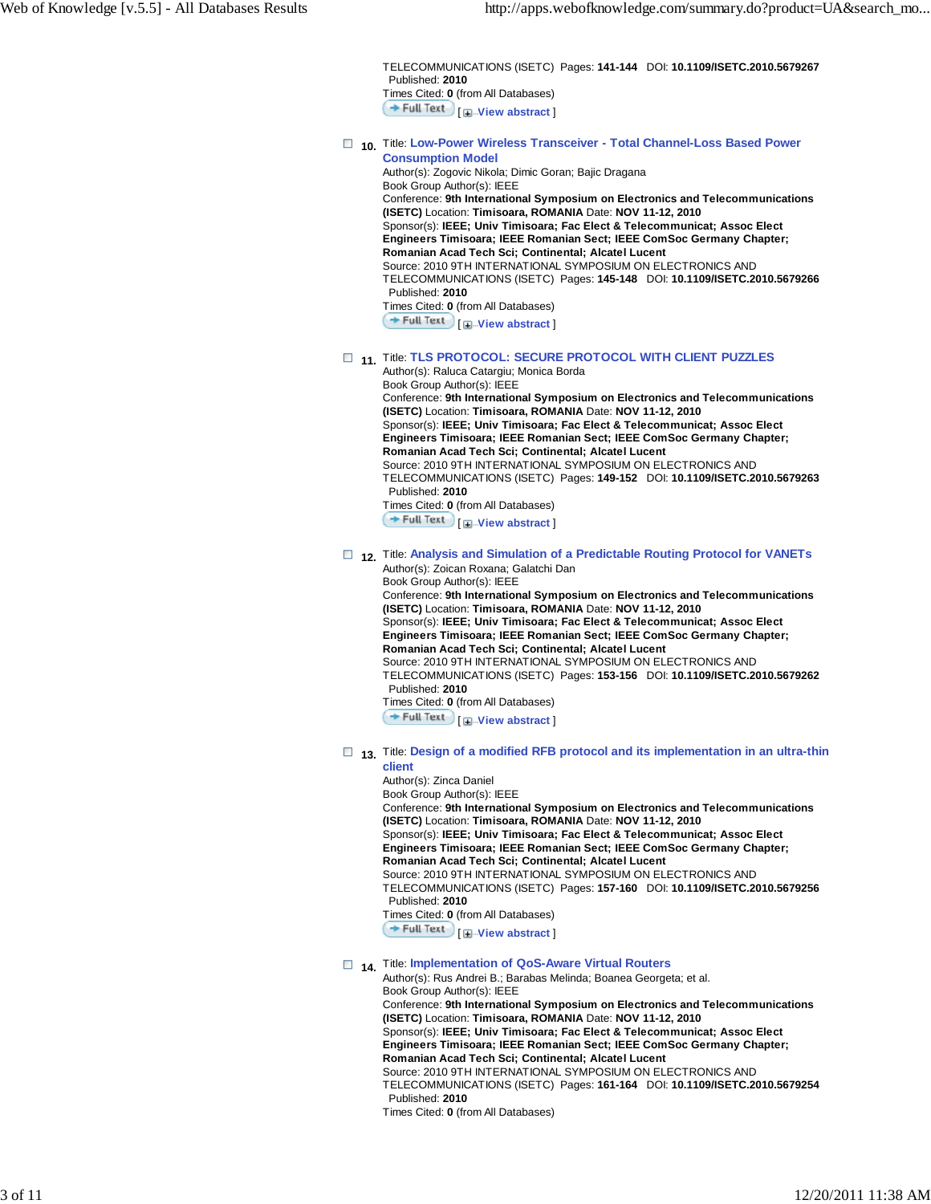TELECOMMUNICATIONS (ISETC) Pages: **141-144** DOI: **10.1109/ISETC.2010.5679267**
Published: **2010**
Times Cited: **0** (from All Databases)
Full Text [ View abstract ]

10. Title: **Low-Power Wireless Transceiver - Total Channel-Loss Based Power Consumption Model**
Author(s): Zogovic Nikola; Dimic Goran; Bajic Dragana
Book Group Author(s): IEEE
Conference: **9th International Symposium on Electronics and Telecommunications (ISETC)** Location: **Timisoara, ROMANIA** Date: **NOV 11-12, 2010**
Sponsor(s): **IEEE; Univ Timisoara; Fac Elect & Telecommunicat; Assoc Elect Engineers Timisoara; IEEE Romanian Sect; IEEE ComSoc Germany Chapter; Romanian Acad Tech Sci; Continental; Alcatel Lucent**
Source: 2010 9TH INTERNATIONAL SYMPOSIUM ON ELECTRONICS AND TELECOMMUNICATIONS (ISETC) Pages: **145-148** DOI: **10.1109/ISETC.2010.5679266**
Published: **2010**
Times Cited: **0** (from All Databases)
Full Text [ View abstract ]

11. Title: **TLS PROTOCOL: SECURE PROTOCOL WITH CLIENT PUZZLES**
Author(s): Raluca Catargiu; Monica Borda
Book Group Author(s): IEEE
Conference: **9th International Symposium on Electronics and Telecommunications (ISETC)** Location: **Timisoara, ROMANIA** Date: **NOV 11-12, 2010**
Sponsor(s): **IEEE; Univ Timisoara; Fac Elect & Telecommunicat; Assoc Elect Engineers Timisoara; IEEE Romanian Sect; IEEE ComSoc Germany Chapter; Romanian Acad Tech Sci; Continental; Alcatel Lucent**
Source: 2010 9TH INTERNATIONAL SYMPOSIUM ON ELECTRONICS AND TELECOMMUNICATIONS (ISETC) Pages: **149-152** DOI: **10.1109/ISETC.2010.5679263**
Published: **2010**
Times Cited: **0** (from All Databases)
Full Text [ View abstract ]

12. Title: **Analysis and Simulation of a Predictable Routing Protocol for VANETs**
Author(s): Zoican Roxana; Galatchi Dan
Book Group Author(s): IEEE
Conference: **9th International Symposium on Electronics and Telecommunications (ISETC)** Location: **Timisoara, ROMANIA** Date: **NOV 11-12, 2010**
Sponsor(s): **IEEE; Univ Timisoara; Fac Elect & Telecommunicat; Assoc Elect Engineers Timisoara; IEEE Romanian Sect; IEEE ComSoc Germany Chapter; Romanian Acad Tech Sci; Continental; Alcatel Lucent**
Source: 2010 9TH INTERNATIONAL SYMPOSIUM ON ELECTRONICS AND TELECOMMUNICATIONS (ISETC) Pages: **153-156** DOI: **10.1109/ISETC.2010.5679262**
Published: **2010**
Times Cited: **0** (from All Databases)
Full Text [ View abstract ]

13. Title: **Design of a modified RFB protocol and its implementation in an ultra-thin client**
Author(s): Zinca Daniel
Book Group Author(s): IEEE
Conference: **9th International Symposium on Electronics and Telecommunications (ISETC)** Location: **Timisoara, ROMANIA** Date: **NOV 11-12, 2010**
Sponsor(s): **IEEE; Univ Timisoara; Fac Elect & Telecommunicat; Assoc Elect Engineers Timisoara; IEEE Romanian Sect; IEEE ComSoc Germany Chapter; Romanian Acad Tech Sci; Continental; Alcatel Lucent**
Source: 2010 9TH INTERNATIONAL SYMPOSIUM ON ELECTRONICS AND TELECOMMUNICATIONS (ISETC) Pages: **157-160** DOI: **10.1109/ISETC.2010.5679256**
Published: **2010**
Times Cited: **0** (from All Databases)
Full Text [ View abstract ]

14. Title: **Implementation of QoS-Aware Virtual Routers**
Author(s): Rus Andrei B.; Barabas Melinda; Boanea Georgeta; et al.
Book Group Author(s): IEEE
Conference: **9th International Symposium on Electronics and Telecommunications (ISETC)** Location: **Timisoara, ROMANIA** Date: **NOV 11-12, 2010**
Sponsor(s): **IEEE; Univ Timisoara; Fac Elect & Telecommunicat; Assoc Elect Engineers Timisoara; IEEE Romanian Sect; IEEE ComSoc Germany Chapter; Romanian Acad Tech Sci; Continental; Alcatel Lucent**
Source: 2010 9TH INTERNATIONAL SYMPOSIUM ON ELECTRONICS AND TELECOMMUNICATIONS (ISETC) Pages: **161-164** DOI: **10.1109/ISETC.2010.5679254**
Published: **2010**
Times Cited: **0** (from All Databases)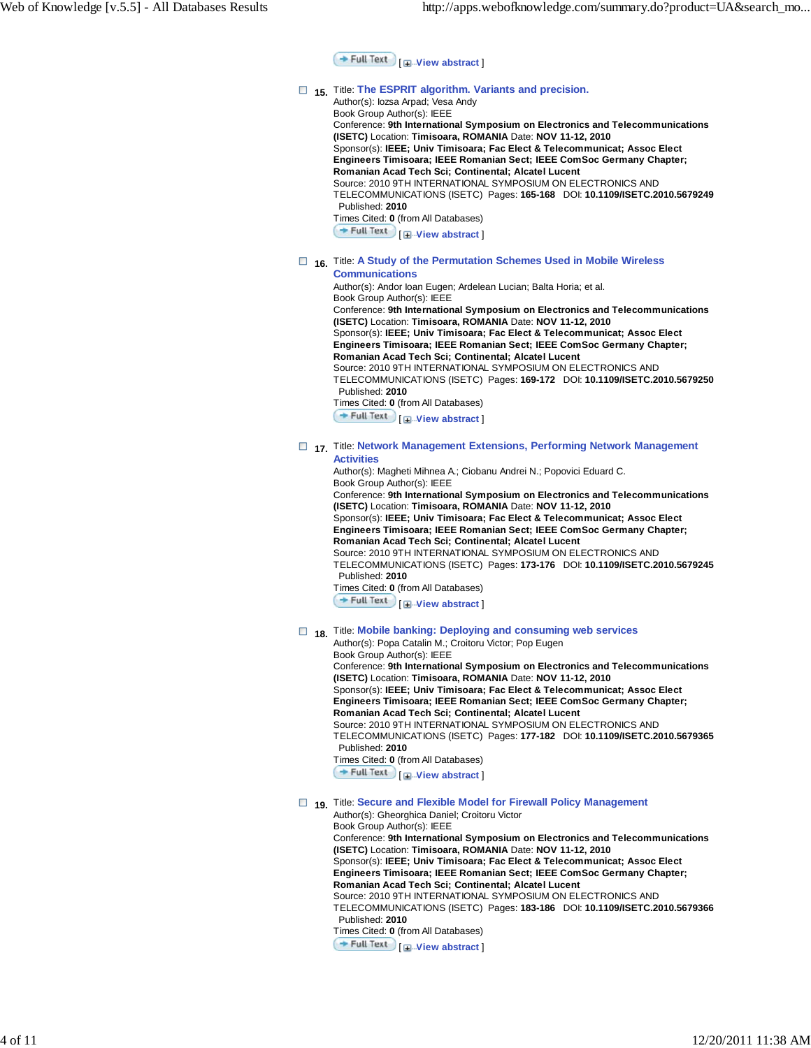Full Text [ View abstract ]

15. Title: **The ESPRIT algorithm. Variants and precision.**
Author(s): Iozsa Arpad; Vesa Andy
Book Group Author(s): IEEE
Conference: **9th International Symposium on Electronics and Telecommunications (ISETC)** Location: **Timisoara, ROMANIA** Date: **NOV 11-12, 2010**
Sponsor(s): **IEEE; Univ Timisoara; Fac Elect & Telecommunicat; Assoc Elect Engineers Timisoara; IEEE Romanian Sect; IEEE ComSoc Germany Chapter; Romanian Acad Tech Sci; Continental; Alcatel Lucent**
Source: 2010 9TH INTERNATIONAL SYMPOSIUM ON ELECTRONICS AND TELECOMMUNICATIONS (ISETC) Pages: **165-168** DOI: **10.1109/ISETC.2010.5679249**
Published: **2010**
Times Cited: **0** (from All Databases)
Full Text [ View abstract ]

16. Title: **A Study of the Permutation Schemes Used in Mobile Wireless Communications**
Author(s): Andor Ioan Eugen; Ardelean Lucian; Balta Horia; et al.
Book Group Author(s): IEEE
Conference: **9th International Symposium on Electronics and Telecommunications (ISETC)** Location: **Timisoara, ROMANIA** Date: **NOV 11-12, 2010**
Sponsor(s): **IEEE; Univ Timisoara; Fac Elect & Telecommunicat; Assoc Elect Engineers Timisoara; IEEE Romanian Sect; IEEE ComSoc Germany Chapter; Romanian Acad Tech Sci; Continental; Alcatel Lucent**
Source: 2010 9TH INTERNATIONAL SYMPOSIUM ON ELECTRONICS AND TELECOMMUNICATIONS (ISETC) Pages: **169-172** DOI: **10.1109/ISETC.2010.5679250**
Published: **2010**
Times Cited: **0** (from All Databases)
Full Text [ View abstract ]

17. Title: **Network Management Extensions, Performing Network Management Activities**
Author(s): Magheti Mihnea A.; Ciobanu Andrei N.; Popovici Eduard C.
Book Group Author(s): IEEE
Conference: **9th International Symposium on Electronics and Telecommunications (ISETC)** Location: **Timisoara, ROMANIA** Date: **NOV 11-12, 2010**
Sponsor(s): **IEEE; Univ Timisoara; Fac Elect & Telecommunicat; Assoc Elect Engineers Timisoara; IEEE Romanian Sect; IEEE ComSoc Germany Chapter; Romanian Acad Tech Sci; Continental; Alcatel Lucent**
Source: 2010 9TH INTERNATIONAL SYMPOSIUM ON ELECTRONICS AND TELECOMMUNICATIONS (ISETC) Pages: **173-176** DOI: **10.1109/ISETC.2010.5679245**
Published: **2010**
Times Cited: **0** (from All Databases)
Full Text [ View abstract ]

18. Title: **Mobile banking: Deploying and consuming web services**
Author(s): Popa Catalin M.; Croitoru Victor; Pop Eugen
Book Group Author(s): IEEE
Conference: **9th International Symposium on Electronics and Telecommunications (ISETC)** Location: **Timisoara, ROMANIA** Date: **NOV 11-12, 2010**
Sponsor(s): **IEEE; Univ Timisoara; Fac Elect & Telecommunicat; Assoc Elect Engineers Timisoara; IEEE Romanian Sect; IEEE ComSoc Germany Chapter; Romanian Acad Tech Sci; Continental; Alcatel Lucent**
Source: 2010 9TH INTERNATIONAL SYMPOSIUM ON ELECTRONICS AND TELECOMMUNICATIONS (ISETC) Pages: **177-182** DOI: **10.1109/ISETC.2010.5679365**
Published: **2010**
Times Cited: **0** (from All Databases)
Full Text [ View abstract ]

19. Title: **Secure and Flexible Model for Firewall Policy Management**
Author(s): Gheorghica Daniel; Croitoru Victor
Book Group Author(s): IEEE
Conference: **9th International Symposium on Electronics and Telecommunications (ISETC)** Location: **Timisoara, ROMANIA** Date: **NOV 11-12, 2010**
Sponsor(s): **IEEE; Univ Timisoara; Fac Elect & Telecommunicat; Assoc Elect Engineers Timisoara; IEEE Romanian Sect; IEEE ComSoc Germany Chapter; Romanian Acad Tech Sci; Continental; Alcatel Lucent**
Source: 2010 9TH INTERNATIONAL SYMPOSIUM ON ELECTRONICS AND TELECOMMUNICATIONS (ISETC) Pages: **183-186** DOI: **10.1109/ISETC.2010.5679366**
Published: **2010**
Times Cited: **0** (from All Databases)
Full Text [ View abstract ]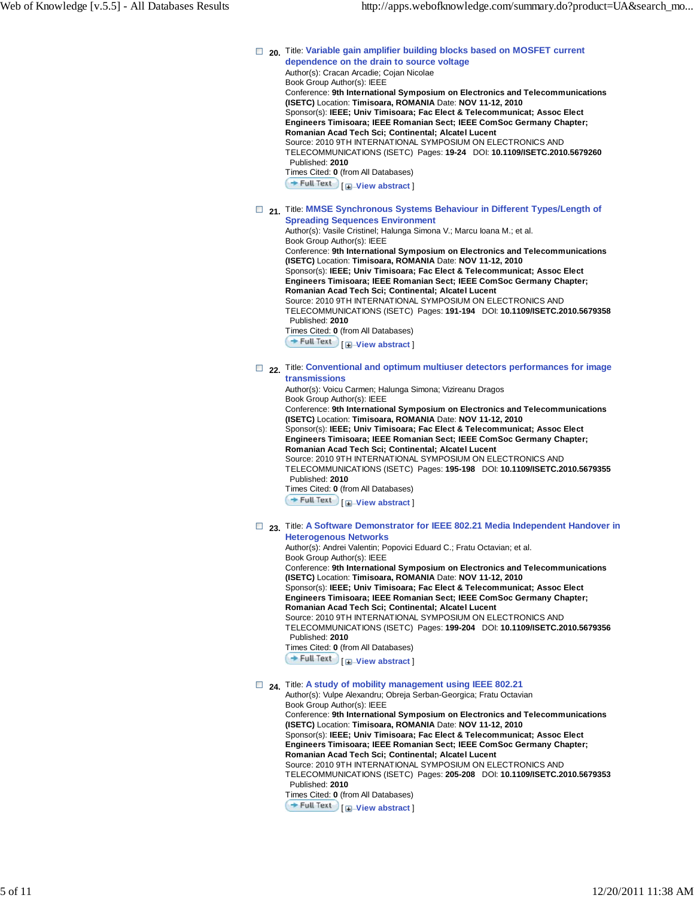20\. Title: **Variable gain amplifier building blocks based on MOSFET current dependence on the drain to source voltage**
Author(s): Cracan Arcadie; Cojan Nicolae
Book Group Author(s): IEEE
Conference: **9th International Symposium on Electronics and Telecommunications (ISETC)** Location: **Timisoara, ROMANIA** Date: **NOV 11-12, 2010**
Sponsor(s): **IEEE; Univ Timisoara; Fac Elect & Telecommunicat; Assoc Elect Engineers Timisoara; IEEE Romanian Sect; IEEE ComSoc Germany Chapter; Romanian Acad Tech Sci; Continental; Alcatel Lucent**
Source: 2010 9TH INTERNATIONAL SYMPOSIUM ON ELECTRONICS AND TELECOMMUNICATIONS (ISETC) Pages: **19-24** DOI: **10.1109/ISETC.2010.5679260** Published: **2010**
Times Cited: **0** (from All Databases)
Full Text [ View abstract ]

21\. Title: **MMSE Synchronous Systems Behaviour in Different Types/Length of Spreading Sequences Environment**
Author(s): Vasile Cristinel; Halunga Simona V.; Marcu Ioana M.; et al.
Book Group Author(s): IEEE
Conference: **9th International Symposium on Electronics and Telecommunications (ISETC)** Location: **Timisoara, ROMANIA** Date: **NOV 11-12, 2010**
Sponsor(s): **IEEE; Univ Timisoara; Fac Elect & Telecommunicat; Assoc Elect Engineers Timisoara; IEEE Romanian Sect; IEEE ComSoc Germany Chapter; Romanian Acad Tech Sci; Continental; Alcatel Lucent**
Source: 2010 9TH INTERNATIONAL SYMPOSIUM ON ELECTRONICS AND TELECOMMUNICATIONS (ISETC) Pages: **191-194** DOI: **10.1109/ISETC.2010.5679358** Published: **2010**
Times Cited: **0** (from All Databases)
Full Text [ View abstract ]

22\. Title: **Conventional and optimum multiuser detectors performances for image transmissions**
Author(s): Voicu Carmen; Halunga Simona; Vizireanu Dragos
Book Group Author(s): IEEE
Conference: **9th International Symposium on Electronics and Telecommunications (ISETC)** Location: **Timisoara, ROMANIA** Date: **NOV 11-12, 2010**
Sponsor(s): **IEEE; Univ Timisoara; Fac Elect & Telecommunicat; Assoc Elect Engineers Timisoara; IEEE Romanian Sect; IEEE ComSoc Germany Chapter; Romanian Acad Tech Sci; Continental; Alcatel Lucent**
Source: 2010 9TH INTERNATIONAL SYMPOSIUM ON ELECTRONICS AND TELECOMMUNICATIONS (ISETC) Pages: **195-198** DOI: **10.1109/ISETC.2010.5679355** Published: **2010**
Times Cited: **0** (from All Databases)
Full Text [ View abstract ]

23\. Title: **A Software Demonstrator for IEEE 802.21 Media Independent Handover in Heterogenous Networks**
Author(s): Andrei Valentin; Popovici Eduard C.; Fratu Octavian; et al.
Book Group Author(s): IEEE
Conference: **9th International Symposium on Electronics and Telecommunications (ISETC)** Location: **Timisoara, ROMANIA** Date: **NOV 11-12, 2010**
Sponsor(s): **IEEE; Univ Timisoara; Fac Elect & Telecommunicat; Assoc Elect Engineers Timisoara; IEEE Romanian Sect; IEEE ComSoc Germany Chapter; Romanian Acad Tech Sci; Continental; Alcatel Lucent**
Source: 2010 9TH INTERNATIONAL SYMPOSIUM ON ELECTRONICS AND TELECOMMUNICATIONS (ISETC) Pages: **199-204** DOI: **10.1109/ISETC.2010.5679356** Published: **2010**
Times Cited: **0** (from All Databases)
Full Text [ View abstract ]

24\. Title: **A study of mobility management using IEEE 802.21**
Author(s): Vulpe Alexandru; Obreja Serban-Georgica; Fratu Octavian
Book Group Author(s): IEEE
Conference: **9th International Symposium on Electronics and Telecommunications (ISETC)** Location: **Timisoara, ROMANIA** Date: **NOV 11-12, 2010**
Sponsor(s): **IEEE; Univ Timisoara; Fac Elect & Telecommunicat; Assoc Elect Engineers Timisoara; IEEE Romanian Sect; IEEE ComSoc Germany Chapter; Romanian Acad Tech Sci; Continental; Alcatel Lucent**
Source: 2010 9TH INTERNATIONAL SYMPOSIUM ON ELECTRONICS AND TELECOMMUNICATIONS (ISETC) Pages: **205-208** DOI: **10.1109/ISETC.2010.5679353** Published: **2010**
Times Cited: **0** (from All Databases)
Full Text [ View abstract ]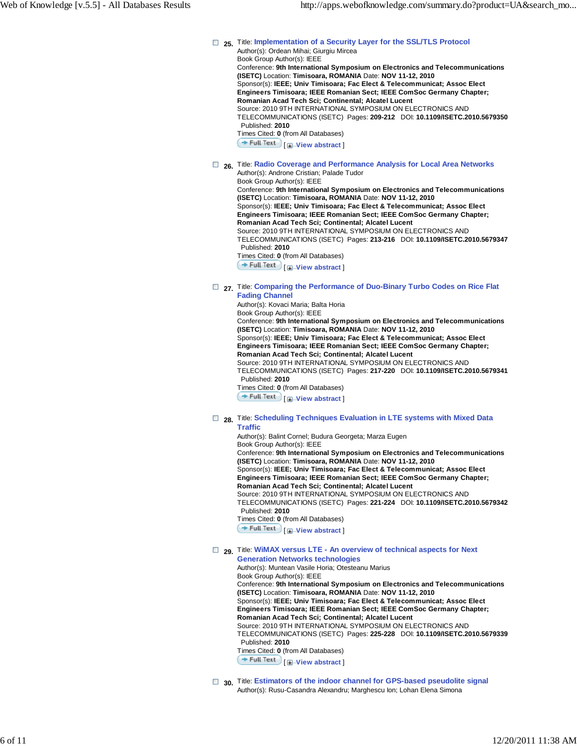25. Title: **Implementation of a Security Layer for the SSL/TLS Protocol**
Author(s): Ordean Mihai; Giurgiu Mircea
Book Group Author(s): IEEE
Conference: **9th International Symposium on Electronics and Telecommunications (ISETC)** Location: **Timisoara, ROMANIA** Date: **NOV 11-12, 2010**
Sponsor(s): **IEEE; Univ Timisoara; Fac Elect & Telecommunicat; Assoc Elect Engineers Timisoara; IEEE Romanian Sect; IEEE ComSoc Germany Chapter; Romanian Acad Tech Sci; Continental; Alcatel Lucent**
Source: 2010 9TH INTERNATIONAL SYMPOSIUM ON ELECTRONICS AND TELECOMMUNICATIONS (ISETC) Pages: **209-212** DOI: **10.1109/ISETC.2010.5679350**
Published: **2010**
Times Cited: **0** (from All Databases)
Full Text [ View abstract ]

26. Title: **Radio Coverage and Performance Analysis for Local Area Networks**
Author(s): Androne Cristian; Palade Tudor
Book Group Author(s): IEEE
Conference: **9th International Symposium on Electronics and Telecommunications (ISETC)** Location: **Timisoara, ROMANIA** Date: **NOV 11-12, 2010**
Sponsor(s): **IEEE; Univ Timisoara; Fac Elect & Telecommunicat; Assoc Elect Engineers Timisoara; IEEE Romanian Sect; IEEE ComSoc Germany Chapter; Romanian Acad Tech Sci; Continental; Alcatel Lucent**
Source: 2010 9TH INTERNATIONAL SYMPOSIUM ON ELECTRONICS AND TELECOMMUNICATIONS (ISETC) Pages: **213-216** DOI: **10.1109/ISETC.2010.5679347**
Published: **2010**
Times Cited: **0** (from All Databases)
Full Text [ View abstract ]

27. Title: **Comparing the Performance of Duo-Binary Turbo Codes on Rice Flat Fading Channel**
Author(s): Kovaci Maria; Balta Horia
Book Group Author(s): IEEE
Conference: **9th International Symposium on Electronics and Telecommunications (ISETC)** Location: **Timisoara, ROMANIA** Date: **NOV 11-12, 2010**
Sponsor(s): **IEEE; Univ Timisoara; Fac Elect & Telecommunicat; Assoc Elect Engineers Timisoara; IEEE Romanian Sect; IEEE ComSoc Germany Chapter; Romanian Acad Tech Sci; Continental; Alcatel Lucent**
Source: 2010 9TH INTERNATIONAL SYMPOSIUM ON ELECTRONICS AND TELECOMMUNICATIONS (ISETC) Pages: **217-220** DOI: **10.1109/ISETC.2010.5679341**
Published: **2010**
Times Cited: **0** (from All Databases)
Full Text [ View abstract ]

28. Title: **Scheduling Techniques Evaluation in LTE systems with Mixed Data Traffic**
Author(s): Balint Cornel; Budura Georgeta; Marza Eugen
Book Group Author(s): IEEE
Conference: **9th International Symposium on Electronics and Telecommunications (ISETC)** Location: **Timisoara, ROMANIA** Date: **NOV 11-12, 2010**
Sponsor(s): **IEEE; Univ Timisoara; Fac Elect & Telecommunicat; Assoc Elect Engineers Timisoara; IEEE Romanian Sect; IEEE ComSoc Germany Chapter; Romanian Acad Tech Sci; Continental; Alcatel Lucent**
Source: 2010 9TH INTERNATIONAL SYMPOSIUM ON ELECTRONICS AND TELECOMMUNICATIONS (ISETC) Pages: **221-224** DOI: **10.1109/ISETC.2010.5679342**
Published: **2010**
Times Cited: **0** (from All Databases)
Full Text [ View abstract ]

29. Title: **WiMAX versus LTE - An overview of technical aspects for Next Generation Networks technologies**
Author(s): Muntean Vasile Horia; Otesteanu Marius
Book Group Author(s): IEEE
Conference: **9th International Symposium on Electronics and Telecommunications (ISETC)** Location: **Timisoara, ROMANIA** Date: **NOV 11-12, 2010**
Sponsor(s): **IEEE; Univ Timisoara; Fac Elect & Telecommunicat; Assoc Elect Engineers Timisoara; IEEE Romanian Sect; IEEE ComSoc Germany Chapter; Romanian Acad Tech Sci; Continental; Alcatel Lucent**
Source: 2010 9TH INTERNATIONAL SYMPOSIUM ON ELECTRONICS AND TELECOMMUNICATIONS (ISETC) Pages: **225-228** DOI: **10.1109/ISETC.2010.5679339**
Published: **2010**
Times Cited: **0** (from All Databases)
Full Text [ View abstract ]

30. Title: **Estimators of the indoor channel for GPS-based pseudolite signal**
Author(s): Rusu-Casandra Alexandru; Marghescu Ion; Lohan Elena Simona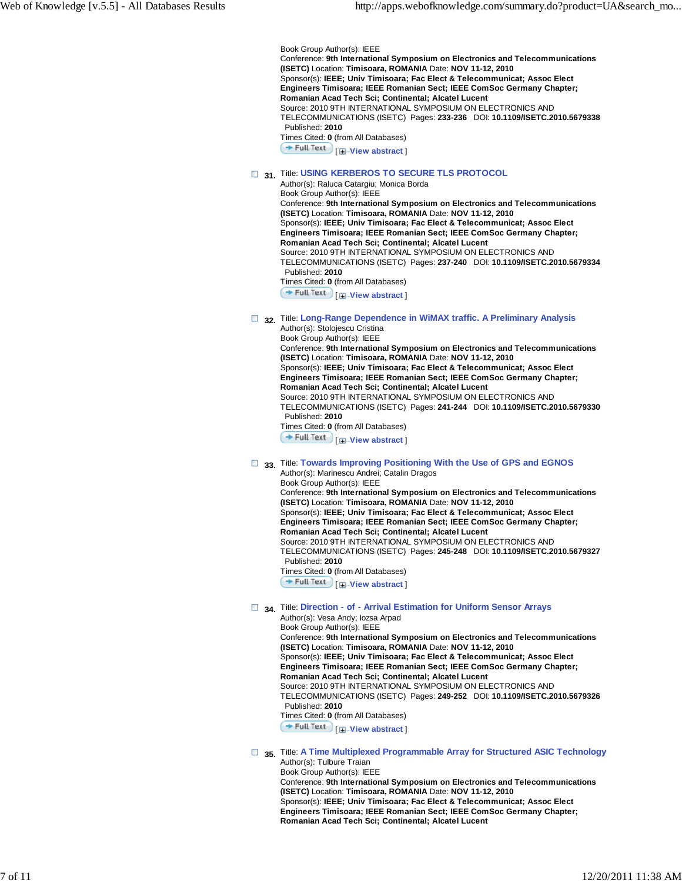Book Group Author(s): IEEE
Conference: **9th International Symposium on Electronics and Telecommunications (ISETC)** Location: **Timisoara, ROMANIA** Date: **NOV 11-12, 2010**
Sponsor(s): **IEEE; Univ Timisoara; Fac Elect & Telecommunicat; Assoc Elect Engineers Timisoara; IEEE Romanian Sect; IEEE ComSoc Germany Chapter; Romanian Acad Tech Sci; Continental; Alcatel Lucent**
Source: 2010 9TH INTERNATIONAL SYMPOSIUM ON ELECTRONICS AND TELECOMMUNICATIONS (ISETC) Pages: **233-236** DOI: **10.1109/ISETC.2010.5679338**
Published: **2010**
Times Cited: **0** (from All Databases)
Full Text [ View abstract ]

**31.** Title: USING KERBEROS TO SECURE TLS PROTOCOL
Author(s): Raluca Catargiu; Monica Borda
Book Group Author(s): IEEE
Conference: **9th International Symposium on Electronics and Telecommunications (ISETC)** Location: **Timisoara, ROMANIA** Date: **NOV 11-12, 2010**
Sponsor(s): **IEEE; Univ Timisoara; Fac Elect & Telecommunicat; Assoc Elect Engineers Timisoara; IEEE Romanian Sect; IEEE ComSoc Germany Chapter; Romanian Acad Tech Sci; Continental; Alcatel Lucent**
Source: 2010 9TH INTERNATIONAL SYMPOSIUM ON ELECTRONICS AND TELECOMMUNICATIONS (ISETC) Pages: **237-240** DOI: **10.1109/ISETC.2010.5679334**
Published: **2010**
Times Cited: **0** (from All Databases)
Full Text [ View abstract ]

**32.** Title: Long-Range Dependence in WiMAX traffic. A Preliminary Analysis
Author(s): Stolojescu Cristina
Book Group Author(s): IEEE
Conference: **9th International Symposium on Electronics and Telecommunications (ISETC)** Location: **Timisoara, ROMANIA** Date: **NOV 11-12, 2010**
Sponsor(s): **IEEE; Univ Timisoara; Fac Elect & Telecommunicat; Assoc Elect Engineers Timisoara; IEEE Romanian Sect; IEEE ComSoc Germany Chapter; Romanian Acad Tech Sci; Continental; Alcatel Lucent**
Source: 2010 9TH INTERNATIONAL SYMPOSIUM ON ELECTRONICS AND TELECOMMUNICATIONS (ISETC) Pages: **241-244** DOI: **10.1109/ISETC.2010.5679330**
Published: **2010**
Times Cited: **0** (from All Databases)
Full Text [ View abstract ]

**33.** Title: Towards Improving Positioning With the Use of GPS and EGNOS
Author(s): Marinescu Andrei; Catalin Dragos
Book Group Author(s): IEEE
Conference: **9th International Symposium on Electronics and Telecommunications (ISETC)** Location: **Timisoara, ROMANIA** Date: **NOV 11-12, 2010**
Sponsor(s): **IEEE; Univ Timisoara; Fac Elect & Telecommunicat; Assoc Elect Engineers Timisoara; IEEE Romanian Sect; IEEE ComSoc Germany Chapter; Romanian Acad Tech Sci; Continental; Alcatel Lucent**
Source: 2010 9TH INTERNATIONAL SYMPOSIUM ON ELECTRONICS AND TELECOMMUNICATIONS (ISETC) Pages: **245-248** DOI: **10.1109/ISETC.2010.5679327**
Published: **2010**
Times Cited: **0** (from All Databases)
Full Text [ View abstract ]

**34.** Title: Direction - of - Arrival Estimation for Uniform Sensor Arrays
Author(s): Vesa Andy; Iozsa Arpad
Book Group Author(s): IEEE
Conference: **9th International Symposium on Electronics and Telecommunications (ISETC)** Location: **Timisoara, ROMANIA** Date: **NOV 11-12, 2010**
Sponsor(s): **IEEE; Univ Timisoara; Fac Elect & Telecommunicat; Assoc Elect Engineers Timisoara; IEEE Romanian Sect; IEEE ComSoc Germany Chapter; Romanian Acad Tech Sci; Continental; Alcatel Lucent**
Source: 2010 9TH INTERNATIONAL SYMPOSIUM ON ELECTRONICS AND TELECOMMUNICATIONS (ISETC) Pages: **249-252** DOI: **10.1109/ISETC.2010.5679326**
Published: **2010**
Times Cited: **0** (from All Databases)
Full Text [ View abstract ]

**35.** Title: A Time Multiplexed Programmable Array for Structured ASIC Technology
Author(s): Tulbure Traian
Book Group Author(s): IEEE
Conference: **9th International Symposium on Electronics and Telecommunications (ISETC)** Location: **Timisoara, ROMANIA** Date: **NOV 11-12, 2010**
Sponsor(s): **IEEE; Univ Timisoara; Fac Elect & Telecommunicat; Assoc Elect Engineers Timisoara; IEEE Romanian Sect; IEEE ComSoc Germany Chapter; Romanian Acad Tech Sci; Continental; Alcatel Lucent**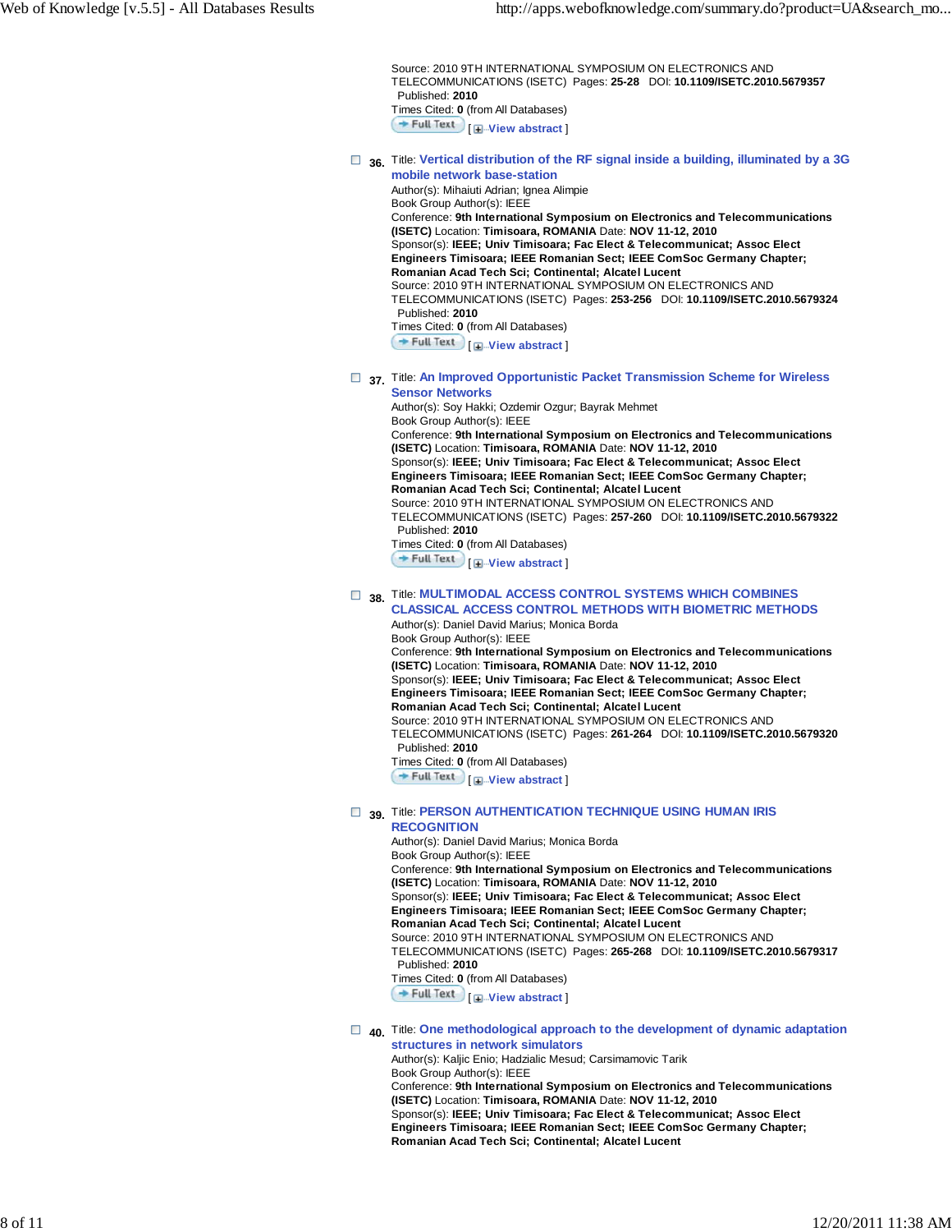Source: 2010 9TH INTERNATIONAL SYMPOSIUM ON ELECTRONICS AND TELECOMMUNICATIONS (ISETC) Pages: **25-28** DOI: **10.1109/ISETC.2010.5679357**
Published: **2010**
Times Cited: **0** (from All Databases)
Full Text [ View abstract ]

36. Title: **Vertical distribution of the RF signal inside a building, illuminated by a 3G mobile network base-station**
Author(s): Mihaiuti Adrian; Ignea Alimpie
Book Group Author(s): IEEE
Conference: **9th International Symposium on Electronics and Telecommunications (ISETC)** Location: **Timisoara, ROMANIA** Date: **NOV 11-12, 2010**
Sponsor(s): **IEEE; Univ Timisoara; Fac Elect & Telecommunicat; Assoc Elect Engineers Timisoara; IEEE Romanian Sect; IEEE ComSoc Germany Chapter; Romanian Acad Tech Sci; Continental; Alcatel Lucent**
Source: 2010 9TH INTERNATIONAL SYMPOSIUM ON ELECTRONICS AND TELECOMMUNICATIONS (ISETC) Pages: **253-256** DOI: **10.1109/ISETC.2010.5679324**
Published: **2010**
Times Cited: **0** (from All Databases)
Full Text [ View abstract ]

37. Title: **An Improved Opportunistic Packet Transmission Scheme for Wireless Sensor Networks**
Author(s): Soy Hakki; Ozdemir Ozgur; Bayrak Mehmet
Book Group Author(s): IEEE
Conference: **9th International Symposium on Electronics and Telecommunications (ISETC)** Location: **Timisoara, ROMANIA** Date: **NOV 11-12, 2010**
Sponsor(s): **IEEE; Univ Timisoara; Fac Elect & Telecommunicat; Assoc Elect Engineers Timisoara; IEEE Romanian Sect; IEEE ComSoc Germany Chapter; Romanian Acad Tech Sci; Continental; Alcatel Lucent**
Source: 2010 9TH INTERNATIONAL SYMPOSIUM ON ELECTRONICS AND TELECOMMUNICATIONS (ISETC) Pages: **257-260** DOI: **10.1109/ISETC.2010.5679322**
Published: **2010**
Times Cited: **0** (from All Databases)
Full Text [ View abstract ]

38. Title: **MULTIMODAL ACCESS CONTROL SYSTEMS WHICH COMBINES CLASSICAL ACCESS CONTROL METHODS WITH BIOMETRIC METHODS**
Author(s): Daniel David Marius; Monica Borda
Book Group Author(s): IEEE
Conference: **9th International Symposium on Electronics and Telecommunications (ISETC)** Location: **Timisoara, ROMANIA** Date: **NOV 11-12, 2010**
Sponsor(s): **IEEE; Univ Timisoara; Fac Elect & Telecommunicat; Assoc Elect Engineers Timisoara; IEEE Romanian Sect; IEEE ComSoc Germany Chapter; Romanian Acad Tech Sci; Continental; Alcatel Lucent**
Source: 2010 9TH INTERNATIONAL SYMPOSIUM ON ELECTRONICS AND TELECOMMUNICATIONS (ISETC) Pages: **261-264** DOI: **10.1109/ISETC.2010.5679320**
Published: **2010**
Times Cited: **0** (from All Databases)
Full Text [ View abstract ]

39. Title: **PERSON AUTHENTICATION TECHNIQUE USING HUMAN IRIS RECOGNITION**
Author(s): Daniel David Marius; Monica Borda
Book Group Author(s): IEEE
Conference: **9th International Symposium on Electronics and Telecommunications (ISETC)** Location: **Timisoara, ROMANIA** Date: **NOV 11-12, 2010**
Sponsor(s): **IEEE; Univ Timisoara; Fac Elect & Telecommunicat; Assoc Elect Engineers Timisoara; IEEE Romanian Sect; IEEE ComSoc Germany Chapter; Romanian Acad Tech Sci; Continental; Alcatel Lucent**
Source: 2010 9TH INTERNATIONAL SYMPOSIUM ON ELECTRONICS AND TELECOMMUNICATIONS (ISETC) Pages: **265-268** DOI: **10.1109/ISETC.2010.5679317**
Published: **2010**
Times Cited: **0** (from All Databases)
Full Text [ View abstract ]

40. Title: **One methodological approach to the development of dynamic adaptation structures in network simulators**
Author(s): Kaljic Enio; Hadzialic Mesud; Carsimamovic Tarik
Book Group Author(s): IEEE
Conference: **9th International Symposium on Electronics and Telecommunications (ISETC)** Location: **Timisoara, ROMANIA** Date: **NOV 11-12, 2010**
Sponsor(s): **IEEE; Univ Timisoara; Fac Elect & Telecommunicat; Assoc Elect Engineers Timisoara; IEEE Romanian Sect; IEEE ComSoc Germany Chapter; Romanian Acad Tech Sci; Continental; Alcatel Lucent**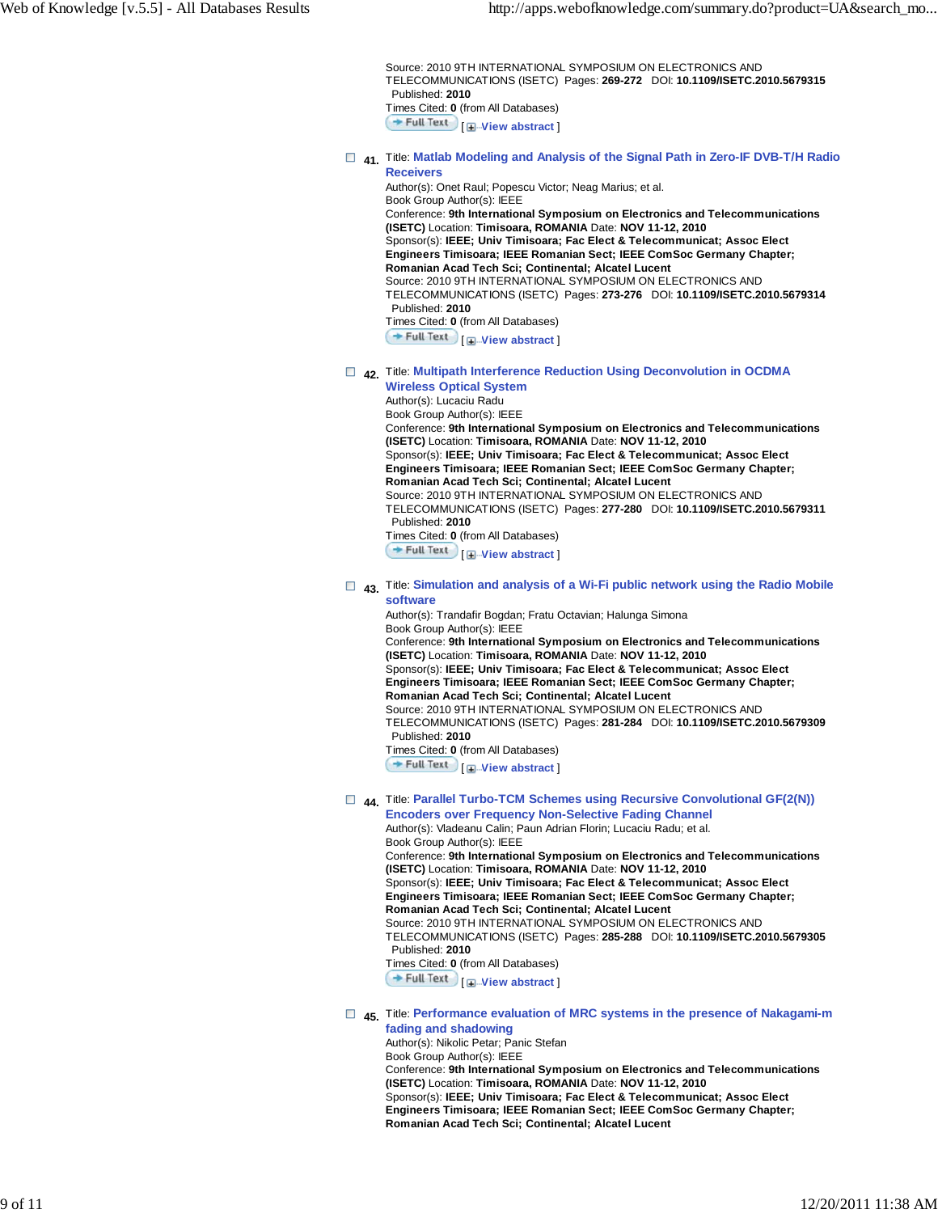Source: 2010 9TH INTERNATIONAL SYMPOSIUM ON ELECTRONICS AND TELECOMMUNICATIONS (ISETC) Pages: **269-272** DOI: **10.1109/ISETC.2010.5679315**
Published: **2010**
Times Cited: **0** (from All Databases)
Full Text [ View abstract ]

41. Title: **Matlab Modeling and Analysis of the Signal Path in Zero-IF DVB-T/H Radio Receivers**
Author(s): Onet Raul; Popescu Victor; Neag Marius; et al.
Book Group Author(s): IEEE
Conference: **9th International Symposium on Electronics and Telecommunications (ISETC)** Location: **Timisoara, ROMANIA** Date: **NOV 11-12, 2010**
Sponsor(s): **IEEE; Univ Timisoara; Fac Elect & Telecommunicat; Assoc Elect Engineers Timisoara; IEEE Romanian Sect; IEEE ComSoc Germany Chapter; Romanian Acad Tech Sci; Continental; Alcatel Lucent**
Source: 2010 9TH INTERNATIONAL SYMPOSIUM ON ELECTRONICS AND TELECOMMUNICATIONS (ISETC) Pages: **273-276** DOI: **10.1109/ISETC.2010.5679314**
Published: **2010**
Times Cited: **0** (from All Databases)
Full Text [ View abstract ]

42. Title: **Multipath Interference Reduction Using Deconvolution in OCDMA Wireless Optical System**
Author(s): Lucaciu Radu
Book Group Author(s): IEEE
Conference: **9th International Symposium on Electronics and Telecommunications (ISETC)** Location: **Timisoara, ROMANIA** Date: **NOV 11-12, 2010**
Sponsor(s): **IEEE; Univ Timisoara; Fac Elect & Telecommunicat; Assoc Elect Engineers Timisoara; IEEE Romanian Sect; IEEE ComSoc Germany Chapter; Romanian Acad Tech Sci; Continental; Alcatel Lucent**
Source: 2010 9TH INTERNATIONAL SYMPOSIUM ON ELECTRONICS AND TELECOMMUNICATIONS (ISETC) Pages: **277-280** DOI: **10.1109/ISETC.2010.5679311**
Published: **2010**
Times Cited: **0** (from All Databases)
Full Text [ View abstract ]

43. Title: **Simulation and analysis of a Wi-Fi public network using the Radio Mobile software**
Author(s): Trandafir Bogdan; Fratu Octavian; Halunga Simona
Book Group Author(s): IEEE
Conference: **9th International Symposium on Electronics and Telecommunications (ISETC)** Location: **Timisoara, ROMANIA** Date: **NOV 11-12, 2010**
Sponsor(s): **IEEE; Univ Timisoara; Fac Elect & Telecommunicat; Assoc Elect Engineers Timisoara; IEEE Romanian Sect; IEEE ComSoc Germany Chapter; Romanian Acad Tech Sci; Continental; Alcatel Lucent**
Source: 2010 9TH INTERNATIONAL SYMPOSIUM ON ELECTRONICS AND TELECOMMUNICATIONS (ISETC) Pages: **281-284** DOI: **10.1109/ISETC.2010.5679309**
Published: **2010**
Times Cited: **0** (from All Databases)
Full Text [ View abstract ]

44. Title: **Parallel Turbo-TCM Schemes using Recursive Convolutional GF(2(N)) Encoders over Frequency Non-Selective Fading Channel**
Author(s): Vladeanu Calin; Paun Adrian Florin; Lucaciu Radu; et al.
Book Group Author(s): IEEE
Conference: **9th International Symposium on Electronics and Telecommunications (ISETC)** Location: **Timisoara, ROMANIA** Date: **NOV 11-12, 2010**
Sponsor(s): **IEEE; Univ Timisoara; Fac Elect & Telecommunicat; Assoc Elect Engineers Timisoara; IEEE Romanian Sect; IEEE ComSoc Germany Chapter; Romanian Acad Tech Sci; Continental; Alcatel Lucent**
Source: 2010 9TH INTERNATIONAL SYMPOSIUM ON ELECTRONICS AND TELECOMMUNICATIONS (ISETC) Pages: **285-288** DOI: **10.1109/ISETC.2010.5679305**
Published: **2010**
Times Cited: **0** (from All Databases)
Full Text [ View abstract ]

45. Title: **Performance evaluation of MRC systems in the presence of Nakagami-m fading and shadowing**
Author(s): Nikolic Petar; Panic Stefan
Book Group Author(s): IEEE
Conference: **9th International Symposium on Electronics and Telecommunications (ISETC)** Location: **Timisoara, ROMANIA** Date: **NOV 11-12, 2010**
Sponsor(s): **IEEE; Univ Timisoara; Fac Elect & Telecommunicat; Assoc Elect Engineers Timisoara; IEEE Romanian Sect; IEEE ComSoc Germany Chapter; Romanian Acad Tech Sci; Continental; Alcatel Lucent**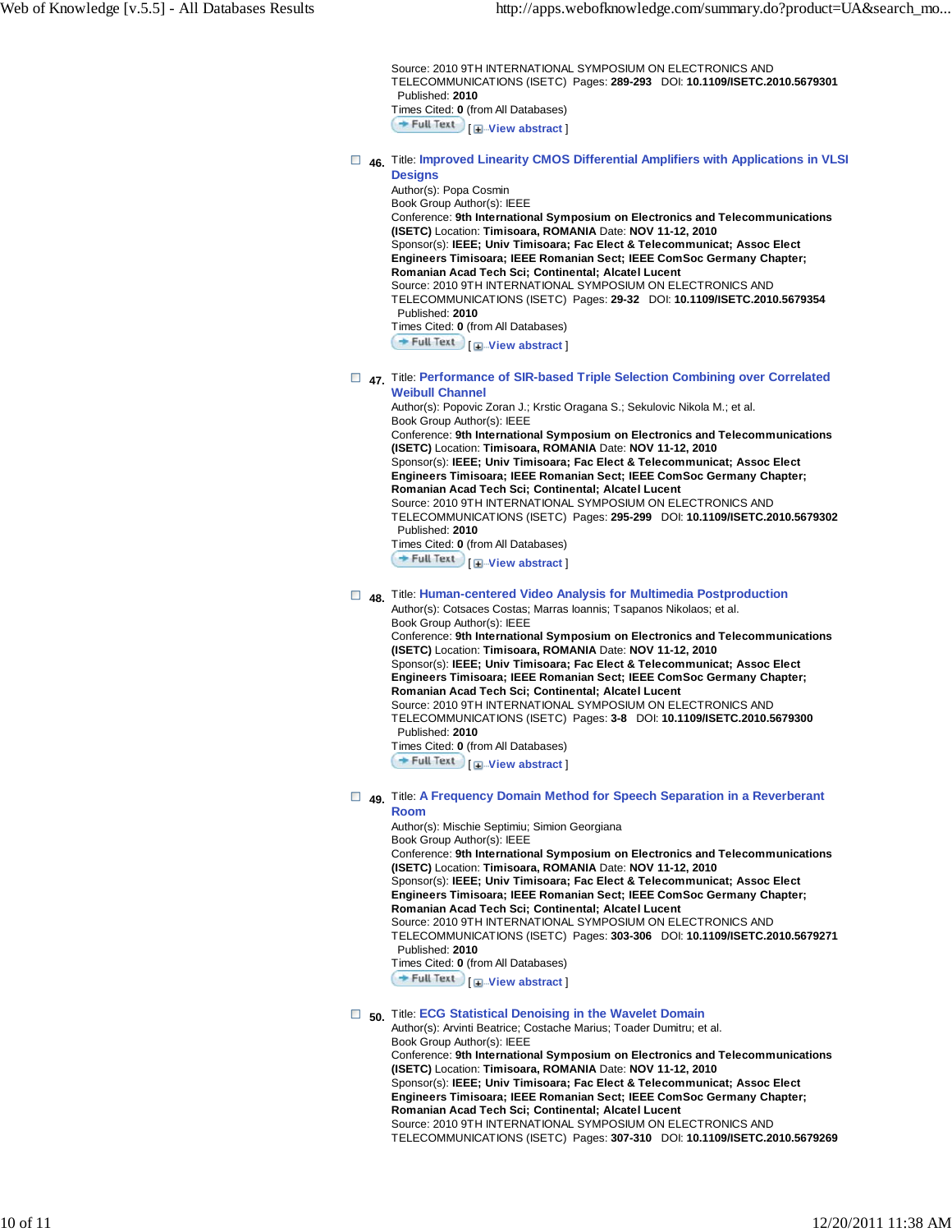Source: 2010 9TH INTERNATIONAL SYMPOSIUM ON ELECTRONICS AND TELECOMMUNICATIONS (ISETC) Pages: **289-293** DOI: **10.1109/ISETC.2010.5679301**
Published: **2010**
Times Cited: **0** (from All Databases)
Full Text [ View abstract ]

**46.** Title: **Improved Linearity CMOS Differential Amplifiers with Applications in VLSI Designs**
Author(s): Popa Cosmin
Book Group Author(s): IEEE
Conference: **9th International Symposium on Electronics and Telecommunications (ISETC)** Location: **Timisoara, ROMANIA** Date: **NOV 11-12, 2010**
Sponsor(s): **IEEE; Univ Timisoara; Fac Elect & Telecommunicat; Assoc Elect Engineers Timisoara; IEEE Romanian Sect; IEEE ComSoc Germany Chapter; Romanian Acad Tech Sci; Continental; Alcatel Lucent**
Source: 2010 9TH INTERNATIONAL SYMPOSIUM ON ELECTRONICS AND TELECOMMUNICATIONS (ISETC) Pages: **29-32** DOI: **10.1109/ISETC.2010.5679354**
Published: **2010**
Times Cited: **0** (from All Databases)
Full Text [ View abstract ]

**47.** Title: **Performance of SIR-based Triple Selection Combining over Correlated Weibull Channel**
Author(s): Popovic Zoran J.; Krstic Oragana S.; Sekulovic Nikola M.; et al.
Book Group Author(s): IEEE
Conference: **9th International Symposium on Electronics and Telecommunications (ISETC)** Location: **Timisoara, ROMANIA** Date: **NOV 11-12, 2010**
Sponsor(s): **IEEE; Univ Timisoara; Fac Elect & Telecommunicat; Assoc Elect Engineers Timisoara; IEEE Romanian Sect; IEEE ComSoc Germany Chapter; Romanian Acad Tech Sci; Continental; Alcatel Lucent**
Source: 2010 9TH INTERNATIONAL SYMPOSIUM ON ELECTRONICS AND TELECOMMUNICATIONS (ISETC) Pages: **295-299** DOI: **10.1109/ISETC.2010.5679302**
Published: **2010**
Times Cited: **0** (from All Databases)
Full Text [ View abstract ]

**48.** Title: **Human-centered Video Analysis for Multimedia Postproduction**
Author(s): Cotsaces Costas; Marras Ioannis; Tsapanos Nikolaos; et al.
Book Group Author(s): IEEE
Conference: **9th International Symposium on Electronics and Telecommunications (ISETC)** Location: **Timisoara, ROMANIA** Date: **NOV 11-12, 2010**
Sponsor(s): **IEEE; Univ Timisoara; Fac Elect & Telecommunicat; Assoc Elect Engineers Timisoara; IEEE Romanian Sect; IEEE ComSoc Germany Chapter; Romanian Acad Tech Sci; Continental; Alcatel Lucent**
Source: 2010 9TH INTERNATIONAL SYMPOSIUM ON ELECTRONICS AND TELECOMMUNICATIONS (ISETC) Pages: **3-8** DOI: **10.1109/ISETC.2010.5679300**
Published: **2010**
Times Cited: **0** (from All Databases)
Full Text [ View abstract ]

**49.** Title: **A Frequency Domain Method for Speech Separation in a Reverberant Room**
Author(s): Mischie Septimiu; Simion Georgiana
Book Group Author(s): IEEE
Conference: **9th International Symposium on Electronics and Telecommunications (ISETC)** Location: **Timisoara, ROMANIA** Date: **NOV 11-12, 2010**
Sponsor(s): **IEEE; Univ Timisoara; Fac Elect & Telecommunicat; Assoc Elect Engineers Timisoara; IEEE Romanian Sect; IEEE ComSoc Germany Chapter; Romanian Acad Tech Sci; Continental; Alcatel Lucent**
Source: 2010 9TH INTERNATIONAL SYMPOSIUM ON ELECTRONICS AND TELECOMMUNICATIONS (ISETC) Pages: **303-306** DOI: **10.1109/ISETC.2010.5679271**
Published: **2010**
Times Cited: **0** (from All Databases)
Full Text [ View abstract ]

**50.** Title: **ECG Statistical Denoising in the Wavelet Domain**
Author(s): Arvinti Beatrice; Costache Marius; Toader Dumitru; et al.
Book Group Author(s): IEEE
Conference: **9th International Symposium on Electronics and Telecommunications (ISETC)** Location: **Timisoara, ROMANIA** Date: **NOV 11-12, 2010**
Sponsor(s): **IEEE; Univ Timisoara; Fac Elect & Telecommunicat; Assoc Elect Engineers Timisoara; IEEE Romanian Sect; IEEE ComSoc Germany Chapter; Romanian Acad Tech Sci; Continental; Alcatel Lucent**
Source: 2010 9TH INTERNATIONAL SYMPOSIUM ON ELECTRONICS AND TELECOMMUNICATIONS (ISETC) Pages: **307-310** DOI: **10.1109/ISETC.2010.5679269**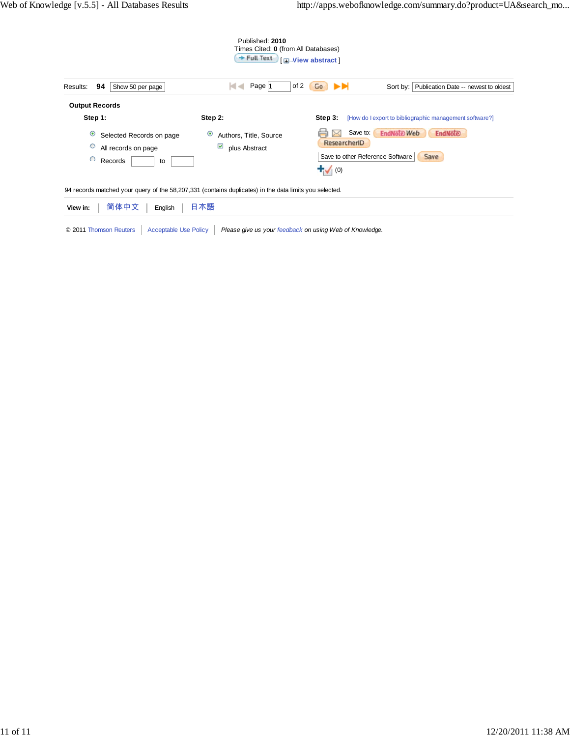Published: **2010**
Times Cited: **0** (from All Databases)
Full Text [ View abstract ]

Results: **94** Show 50 per page | Page 1 of 2 Go | Sort by: Publication Date -- newest to oldest

**Output Records**

**Step 1:**

- Selected Records on page
- All records on page
- Records ____ to ____

**Step 2:**

- Authors, Title, Source
- plus Abstract

**Step 3:** [How do I export to bibliographic management software?]

Save to: EndNote Web EndNote ResearcherID

Save to other Reference Software Save

(0)

94 records matched your query of the 58,207,331 (contains duplicates) in the data limits you selected.

**View in:** | 简体中文 | English | 日本語

© 2011 Thomson Reuters | Acceptable Use Policy | *Please give us your feedback on using Web of Knowledge.*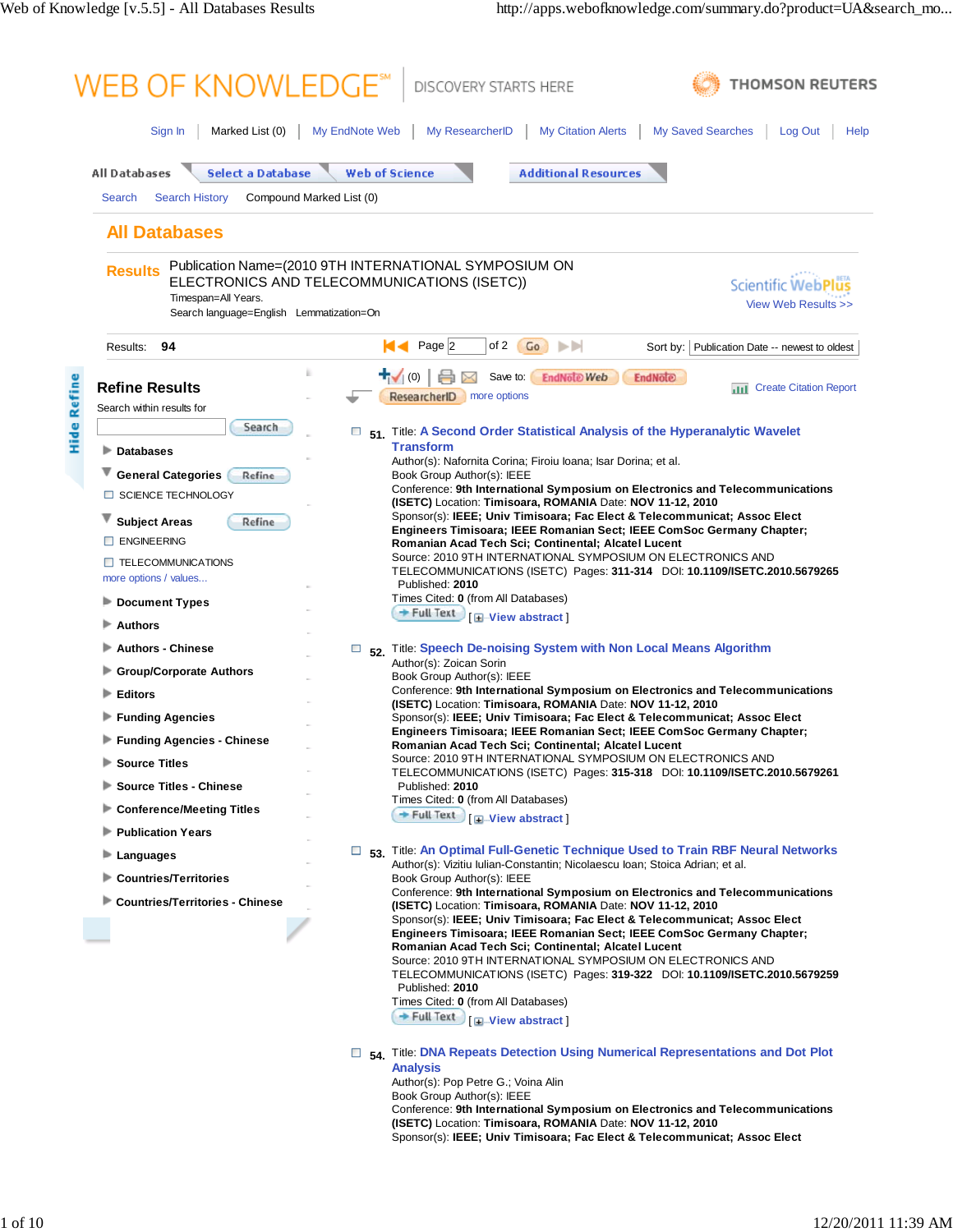# All Databases

**Results** Publication Name=(2010 9TH INTERNATIONAL SYMPOSIUM ON ELECTRONICS AND TELECOMMUNICATIONS (ISETC))
Timespan=All Years.
Search language=English Lemmatization=On

Scientific WebPlus
View Web Results >>

Results: **94**

Page 2 of 2

Sort by: Publication Date -- newest to oldest

## Refine Results

Search within results for

- Databases
- General Categories
  - SCIENCE TECHNOLOGY
- Subject Areas
  - ENGINEERING
  - TELECOMMUNICATIONS
  - more options / values...
- Document Types
- Authors
- Authors - Chinese
- Group/Corporate Authors
- Editors
- Funding Agencies
- Funding Agencies - Chinese
- Source Titles
- Source Titles - Chinese
- Conference/Meeting Titles
- Publication Years
- Languages
- Countries/Territories
- Countries/Territories - Chinese

(0) Save to: EndNote Web EndNote ResearcherID more options

Create Citation Report

**51.** Title: A Second Order Statistical Analysis of the Hyperanalytic Wavelet Transform
Author(s): Nafornita Corina; Firoiu Ioana; Isar Dorina; et al.
Book Group Author(s): IEEE
Conference: **9th International Symposium on Electronics and Telecommunications (ISETC)** Location: **Timisoara, ROMANIA** Date: **NOV 11-12, 2010**
Sponsor(s): **IEEE; Univ Timisoara; Fac Elect & Telecommunicat; Assoc Elect Engineers Timisoara; IEEE Romanian Sect; IEEE ComSoc Germany Chapter; Romanian Acad Tech Sci; Continental; Alcatel Lucent**
Source: 2010 9TH INTERNATIONAL SYMPOSIUM ON ELECTRONICS AND TELECOMMUNICATIONS (ISETC) Pages: **311-314** DOI: **10.1109/ISETC.2010.5679265**
Published: **2010**
Times Cited: **0** (from All Databases)
Full Text [ View abstract ]

**52.** Title: Speech De-noising System with Non Local Means Algorithm
Author(s): Zoican Sorin
Book Group Author(s): IEEE
Conference: **9th International Symposium on Electronics and Telecommunications (ISETC)** Location: **Timisoara, ROMANIA** Date: **NOV 11-12, 2010**
Sponsor(s): **IEEE; Univ Timisoara; Fac Elect & Telecommunicat; Assoc Elect Engineers Timisoara; IEEE Romanian Sect; IEEE ComSoc Germany Chapter; Romanian Acad Tech Sci; Continental; Alcatel Lucent**
Source: 2010 9TH INTERNATIONAL SYMPOSIUM ON ELECTRONICS AND TELECOMMUNICATIONS (ISETC) Pages: **315-318** DOI: **10.1109/ISETC.2010.5679261**
Published: **2010**
Times Cited: **0** (from All Databases)
Full Text [ View abstract ]

**53.** Title: An Optimal Full-Genetic Technique Used to Train RBF Neural Networks
Author(s): Vizitiu Iulian-Constantin; Nicolaescu Ioan; Stoica Adrian; et al.
Book Group Author(s): IEEE
Conference: **9th International Symposium on Electronics and Telecommunications (ISETC)** Location: **Timisoara, ROMANIA** Date: **NOV 11-12, 2010**
Sponsor(s): **IEEE; Univ Timisoara; Fac Elect & Telecommunicat; Assoc Elect Engineers Timisoara; IEEE Romanian Sect; IEEE ComSoc Germany Chapter; Romanian Acad Tech Sci; Continental; Alcatel Lucent**
Source: 2010 9TH INTERNATIONAL SYMPOSIUM ON ELECTRONICS AND TELECOMMUNICATIONS (ISETC) Pages: **319-322** DOI: **10.1109/ISETC.2010.5679259**
Published: **2010**
Times Cited: **0** (from All Databases)
Full Text [ View abstract ]

**54.** Title: DNA Repeats Detection Using Numerical Representations and Dot Plot Analysis
Author(s): Pop Petre G.; Voina Alin
Book Group Author(s): IEEE
Conference: **9th International Symposium on Electronics and Telecommunications (ISETC)** Location: **Timisoara, ROMANIA** Date: **NOV 11-12, 2010**
Sponsor(s): **IEEE; Univ Timisoara; Fac Elect & Telecommunicat; Assoc Elect**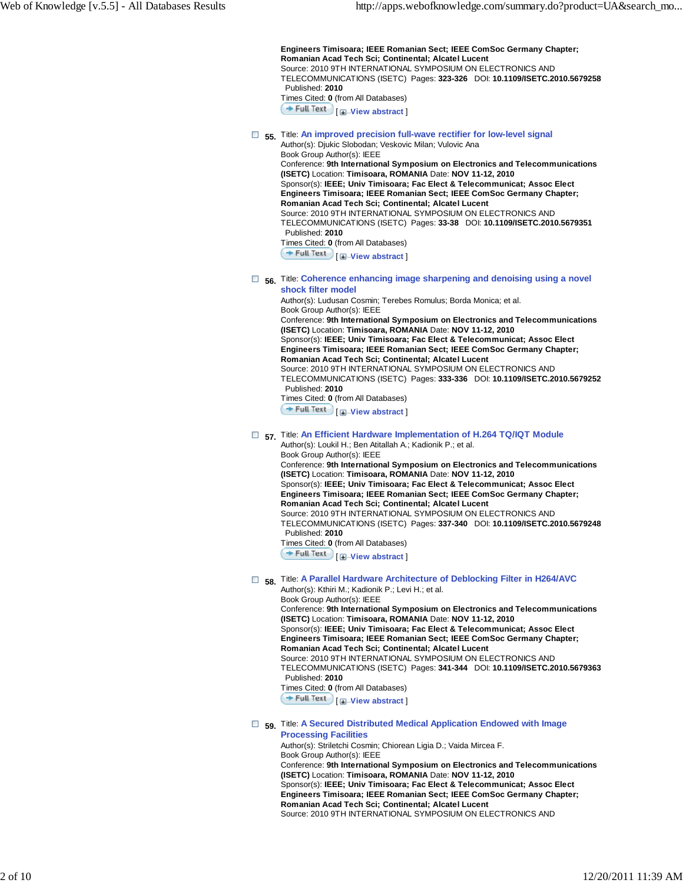**Engineers Timisoara; IEEE Romanian Sect; IEEE ComSoc Germany Chapter; Romanian Acad Tech Sci; Continental; Alcatel Lucent**
Source: 2010 9TH INTERNATIONAL SYMPOSIUM ON ELECTRONICS AND TELECOMMUNICATIONS (ISETC) Pages: **323-326** DOI: **10.1109/ISETC.2010.5679258**
Published: **2010**
Times Cited: **0** (from All Databases)
Full Text [ View abstract ]

**55.** Title: An improved precision full-wave rectifier for low-level signal
Author(s): Djukic Slobodan; Veskovic Milan; Vulovic Ana
Book Group Author(s): IEEE
Conference: **9th International Symposium on Electronics and Telecommunications (ISETC)** Location: **Timisoara, ROMANIA** Date: **NOV 11-12, 2010**
Sponsor(s): **IEEE; Univ Timisoara; Fac Elect & Telecommunicat; Assoc Elect Engineers Timisoara; IEEE Romanian Sect; IEEE ComSoc Germany Chapter; Romanian Acad Tech Sci; Continental; Alcatel Lucent**
Source: 2010 9TH INTERNATIONAL SYMPOSIUM ON ELECTRONICS AND TELECOMMUNICATIONS (ISETC) Pages: **33-38** DOI: **10.1109/ISETC.2010.5679351**
Published: **2010**
Times Cited: **0** (from All Databases)
Full Text [ View abstract ]

**56.** Title: Coherence enhancing image sharpening and denoising using a novel shock filter model
Author(s): Ludusan Cosmin; Terebes Romulus; Borda Monica; et al.
Book Group Author(s): IEEE
Conference: **9th International Symposium on Electronics and Telecommunications (ISETC)** Location: **Timisoara, ROMANIA** Date: **NOV 11-12, 2010**
Sponsor(s): **IEEE; Univ Timisoara; Fac Elect & Telecommunicat; Assoc Elect Engineers Timisoara; IEEE Romanian Sect; IEEE ComSoc Germany Chapter; Romanian Acad Tech Sci; Continental; Alcatel Lucent**
Source: 2010 9TH INTERNATIONAL SYMPOSIUM ON ELECTRONICS AND TELECOMMUNICATIONS (ISETC) Pages: **333-336** DOI: **10.1109/ISETC.2010.5679252**
Published: **2010**
Times Cited: **0** (from All Databases)
Full Text [ View abstract ]

**57.** Title: An Efficient Hardware Implementation of H.264 TQ/IQT Module
Author(s): Loukil H.; Ben Atitallah A.; Kadionik P.; et al.
Book Group Author(s): IEEE
Conference: **9th International Symposium on Electronics and Telecommunications (ISETC)** Location: **Timisoara, ROMANIA** Date: **NOV 11-12, 2010**
Sponsor(s): **IEEE; Univ Timisoara; Fac Elect & Telecommunicat; Assoc Elect Engineers Timisoara; IEEE Romanian Sect; IEEE ComSoc Germany Chapter; Romanian Acad Tech Sci; Continental; Alcatel Lucent**
Source: 2010 9TH INTERNATIONAL SYMPOSIUM ON ELECTRONICS AND TELECOMMUNICATIONS (ISETC) Pages: **337-340** DOI: **10.1109/ISETC.2010.5679248**
Published: **2010**
Times Cited: **0** (from All Databases)
Full Text [ View abstract ]

**58.** Title: A Parallel Hardware Architecture of Deblocking Filter in H264/AVC
Author(s): Kthiri M.; Kadionik P.; Levi H.; et al.
Book Group Author(s): IEEE
Conference: **9th International Symposium on Electronics and Telecommunications (ISETC)** Location: **Timisoara, ROMANIA** Date: **NOV 11-12, 2010**
Sponsor(s): **IEEE; Univ Timisoara; Fac Elect & Telecommunicat; Assoc Elect Engineers Timisoara; IEEE Romanian Sect; IEEE ComSoc Germany Chapter; Romanian Acad Tech Sci; Continental; Alcatel Lucent**
Source: 2010 9TH INTERNATIONAL SYMPOSIUM ON ELECTRONICS AND TELECOMMUNICATIONS (ISETC) Pages: **341-344** DOI: **10.1109/ISETC.2010.5679363**
Published: **2010**
Times Cited: **0** (from All Databases)
Full Text [ View abstract ]

**59.** Title: A Secured Distributed Medical Application Endowed with Image Processing Facilities
Author(s): Striletchi Cosmin; Chiorean Ligia D.; Vaida Mircea F.
Book Group Author(s): IEEE
Conference: **9th International Symposium on Electronics and Telecommunications (ISETC)** Location: **Timisoara, ROMANIA** Date: **NOV 11-12, 2010**
Sponsor(s): **IEEE; Univ Timisoara; Fac Elect & Telecommunicat; Assoc Elect Engineers Timisoara; IEEE Romanian Sect; IEEE ComSoc Germany Chapter; Romanian Acad Tech Sci; Continental; Alcatel Lucent**
Source: 2010 9TH INTERNATIONAL SYMPOSIUM ON ELECTRONICS AND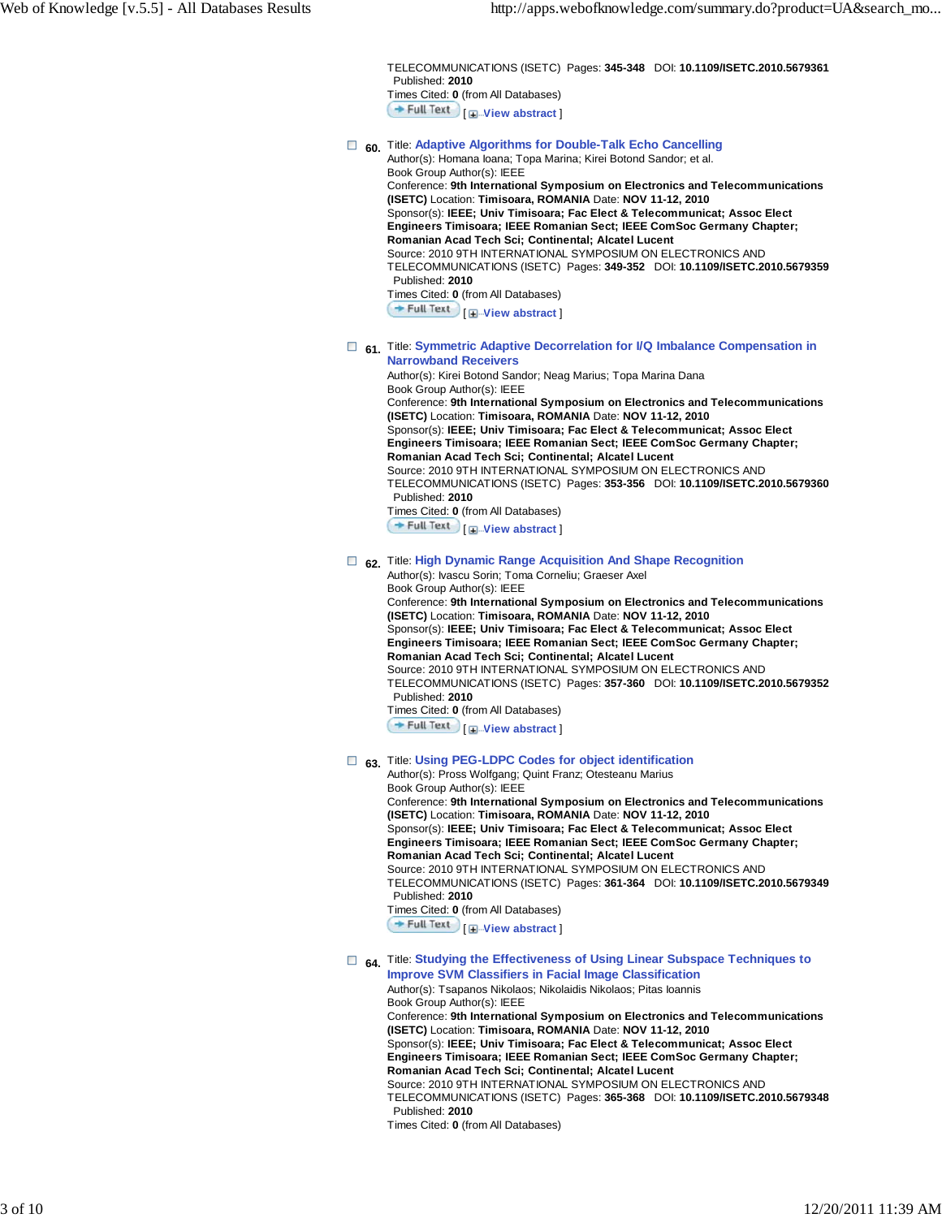TELECOMMUNICATIONS (ISETC) Pages: **345-348** DOI: **10.1109/ISETC.2010.5679361**
Published: **2010**
Times Cited: **0** (from All Databases)
Full Text [ View abstract ]

**60.** Title: **Adaptive Algorithms for Double-Talk Echo Cancelling**
Author(s): Homana Ioana; Topa Marina; Kirei Botond Sandor; et al.
Book Group Author(s): IEEE
Conference: **9th International Symposium on Electronics and Telecommunications (ISETC)** Location: **Timisoara, ROMANIA** Date: **NOV 11-12, 2010**
Sponsor(s): **IEEE; Univ Timisoara; Fac Elect & Telecommunicat; Assoc Elect Engineers Timisoara; IEEE Romanian Sect; IEEE ComSoc Germany Chapter; Romanian Acad Tech Sci; Continental; Alcatel Lucent**
Source: 2010 9TH INTERNATIONAL SYMPOSIUM ON ELECTRONICS AND TELECOMMUNICATIONS (ISETC) Pages: **349-352** DOI: **10.1109/ISETC.2010.5679359**
Published: **2010**
Times Cited: **0** (from All Databases)
Full Text [ View abstract ]

**61.** Title: **Symmetric Adaptive Decorrelation for I/Q Imbalance Compensation in Narrowband Receivers**
Author(s): Kirei Botond Sandor; Neag Marius; Topa Marina Dana
Book Group Author(s): IEEE
Conference: **9th International Symposium on Electronics and Telecommunications (ISETC)** Location: **Timisoara, ROMANIA** Date: **NOV 11-12, 2010**
Sponsor(s): **IEEE; Univ Timisoara; Fac Elect & Telecommunicat; Assoc Elect Engineers Timisoara; IEEE Romanian Sect; IEEE ComSoc Germany Chapter; Romanian Acad Tech Sci; Continental; Alcatel Lucent**
Source: 2010 9TH INTERNATIONAL SYMPOSIUM ON ELECTRONICS AND TELECOMMUNICATIONS (ISETC) Pages: **353-356** DOI: **10.1109/ISETC.2010.5679360**
Published: **2010**
Times Cited: **0** (from All Databases)
Full Text [ View abstract ]

**62.** Title: **High Dynamic Range Acquisition And Shape Recognition**
Author(s): Ivascu Sorin; Toma Corneliu; Graeser Axel
Book Group Author(s): IEEE
Conference: **9th International Symposium on Electronics and Telecommunications (ISETC)** Location: **Timisoara, ROMANIA** Date: **NOV 11-12, 2010**
Sponsor(s): **IEEE; Univ Timisoara; Fac Elect & Telecommunicat; Assoc Elect Engineers Timisoara; IEEE Romanian Sect; IEEE ComSoc Germany Chapter; Romanian Acad Tech Sci; Continental; Alcatel Lucent**
Source: 2010 9TH INTERNATIONAL SYMPOSIUM ON ELECTRONICS AND TELECOMMUNICATIONS (ISETC) Pages: **357-360** DOI: **10.1109/ISETC.2010.5679352**
Published: **2010**
Times Cited: **0** (from All Databases)
Full Text [ View abstract ]

**63.** Title: **Using PEG-LDPC Codes for object identification**
Author(s): Pross Wolfgang; Quint Franz; Otesteanu Marius
Book Group Author(s): IEEE
Conference: **9th International Symposium on Electronics and Telecommunications (ISETC)** Location: **Timisoara, ROMANIA** Date: **NOV 11-12, 2010**
Sponsor(s): **IEEE; Univ Timisoara; Fac Elect & Telecommunicat; Assoc Elect Engineers Timisoara; IEEE Romanian Sect; IEEE ComSoc Germany Chapter; Romanian Acad Tech Sci; Continental; Alcatel Lucent**
Source: 2010 9TH INTERNATIONAL SYMPOSIUM ON ELECTRONICS AND TELECOMMUNICATIONS (ISETC) Pages: **361-364** DOI: **10.1109/ISETC.2010.5679349**
Published: **2010**
Times Cited: **0** (from All Databases)
Full Text [ View abstract ]

**64.** Title: **Studying the Effectiveness of Using Linear Subspace Techniques to Improve SVM Classifiers in Facial Image Classification**
Author(s): Tsapanos Nikolaos; Nikolaidis Nikolaos; Pitas Ioannis
Book Group Author(s): IEEE
Conference: **9th International Symposium on Electronics and Telecommunications (ISETC)** Location: **Timisoara, ROMANIA** Date: **NOV 11-12, 2010**
Sponsor(s): **IEEE; Univ Timisoara; Fac Elect & Telecommunicat; Assoc Elect Engineers Timisoara; IEEE Romanian Sect; IEEE ComSoc Germany Chapter; Romanian Acad Tech Sci; Continental; Alcatel Lucent**
Source: 2010 9TH INTERNATIONAL SYMPOSIUM ON ELECTRONICS AND TELECOMMUNICATIONS (ISETC) Pages: **365-368** DOI: **10.1109/ISETC.2010.5679348**
Published: **2010**
Times Cited: **0** (from All Databases)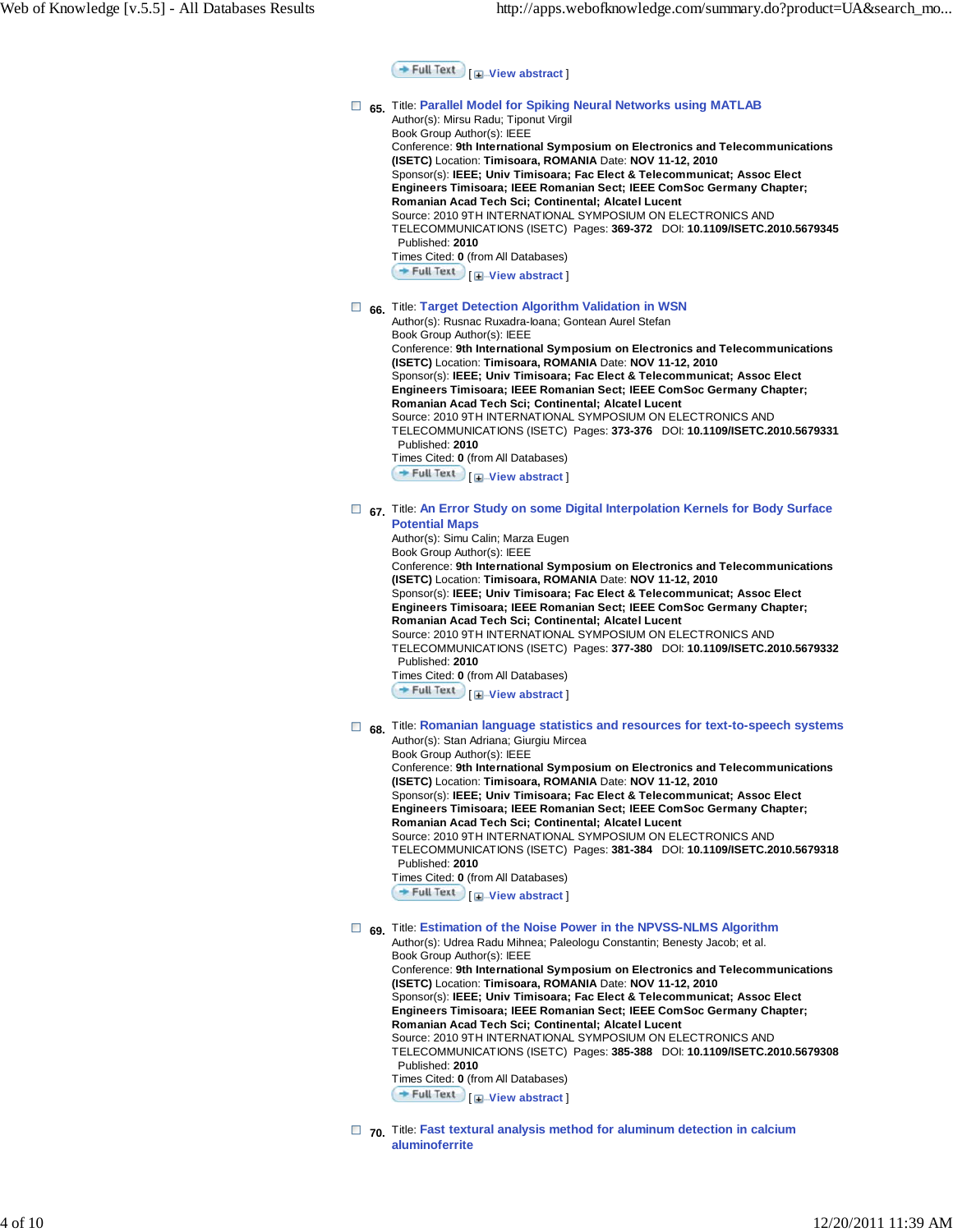Full Text [ View abstract ]

65. Title: **Parallel Model for Spiking Neural Networks using MATLAB**
Author(s): Mirsu Radu; Tiponut Virgil
Book Group Author(s): IEEE
Conference: **9th International Symposium on Electronics and Telecommunications (ISETC)** Location: **Timisoara, ROMANIA** Date: **NOV 11-12, 2010**
Sponsor(s): **IEEE; Univ Timisoara; Fac Elect & Telecommunicat; Assoc Elect Engineers Timisoara; IEEE Romanian Sect; IEEE ComSoc Germany Chapter; Romanian Acad Tech Sci; Continental; Alcatel Lucent**
Source: 2010 9TH INTERNATIONAL SYMPOSIUM ON ELECTRONICS AND TELECOMMUNICATIONS (ISETC) Pages: **369-372** DOI: **10.1109/ISETC.2010.5679345** Published: **2010**
Times Cited: **0** (from All Databases)
Full Text [ View abstract ]

66. Title: **Target Detection Algorithm Validation in WSN**
Author(s): Rusnac Ruxadra-Ioana; Gontean Aurel Stefan
Book Group Author(s): IEEE
Conference: **9th International Symposium on Electronics and Telecommunications (ISETC)** Location: **Timisoara, ROMANIA** Date: **NOV 11-12, 2010**
Sponsor(s): **IEEE; Univ Timisoara; Fac Elect & Telecommunicat; Assoc Elect Engineers Timisoara; IEEE Romanian Sect; IEEE ComSoc Germany Chapter; Romanian Acad Tech Sci; Continental; Alcatel Lucent**
Source: 2010 9TH INTERNATIONAL SYMPOSIUM ON ELECTRONICS AND TELECOMMUNICATIONS (ISETC) Pages: **373-376** DOI: **10.1109/ISETC.2010.5679331** Published: **2010**
Times Cited: **0** (from All Databases)
Full Text [ View abstract ]

67. Title: **An Error Study on some Digital Interpolation Kernels for Body Surface Potential Maps**
Author(s): Simu Calin; Marza Eugen
Book Group Author(s): IEEE
Conference: **9th International Symposium on Electronics and Telecommunications (ISETC)** Location: **Timisoara, ROMANIA** Date: **NOV 11-12, 2010**
Sponsor(s): **IEEE; Univ Timisoara; Fac Elect & Telecommunicat; Assoc Elect Engineers Timisoara; IEEE Romanian Sect; IEEE ComSoc Germany Chapter; Romanian Acad Tech Sci; Continental; Alcatel Lucent**
Source: 2010 9TH INTERNATIONAL SYMPOSIUM ON ELECTRONICS AND TELECOMMUNICATIONS (ISETC) Pages: **377-380** DOI: **10.1109/ISETC.2010.5679332** Published: **2010**
Times Cited: **0** (from All Databases)
Full Text [ View abstract ]

68. Title: **Romanian language statistics and resources for text-to-speech systems**
Author(s): Stan Adriana; Giurgiu Mircea
Book Group Author(s): IEEE
Conference: **9th International Symposium on Electronics and Telecommunications (ISETC)** Location: **Timisoara, ROMANIA** Date: **NOV 11-12, 2010**
Sponsor(s): **IEEE; Univ Timisoara; Fac Elect & Telecommunicat; Assoc Elect Engineers Timisoara; IEEE Romanian Sect; IEEE ComSoc Germany Chapter; Romanian Acad Tech Sci; Continental; Alcatel Lucent**
Source: 2010 9TH INTERNATIONAL SYMPOSIUM ON ELECTRONICS AND TELECOMMUNICATIONS (ISETC) Pages: **381-384** DOI: **10.1109/ISETC.2010.5679318** Published: **2010**
Times Cited: **0** (from All Databases)
Full Text [ View abstract ]

69. Title: **Estimation of the Noise Power in the NPVSS-NLMS Algorithm**
Author(s): Udrea Radu Mihnea; Paleologu Constantin; Benesty Jacob; et al.
Book Group Author(s): IEEE
Conference: **9th International Symposium on Electronics and Telecommunications (ISETC)** Location: **Timisoara, ROMANIA** Date: **NOV 11-12, 2010**
Sponsor(s): **IEEE; Univ Timisoara; Fac Elect & Telecommunicat; Assoc Elect Engineers Timisoara; IEEE Romanian Sect; IEEE ComSoc Germany Chapter; Romanian Acad Tech Sci; Continental; Alcatel Lucent**
Source: 2010 9TH INTERNATIONAL SYMPOSIUM ON ELECTRONICS AND TELECOMMUNICATIONS (ISETC) Pages: **385-388** DOI: **10.1109/ISETC.2010.5679308** Published: **2010**
Times Cited: **0** (from All Databases)
Full Text [ View abstract ]

70. Title: **Fast textural analysis method for aluminum detection in calcium aluminoferrite**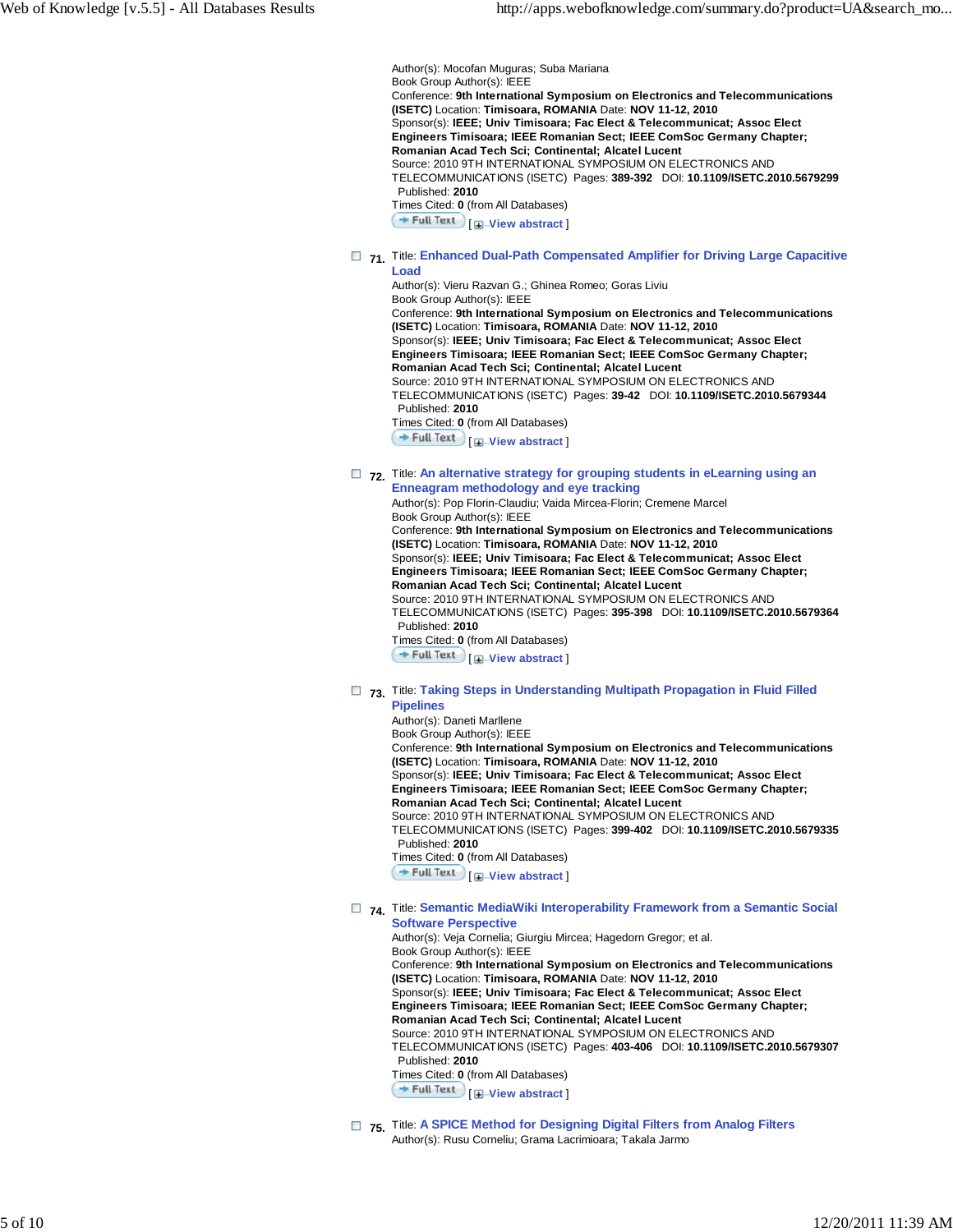Author(s): Mocofan Muguras; Suba Mariana
Book Group Author(s): IEEE
Conference: **9th International Symposium on Electronics and Telecommunications (ISETC)** Location: **Timisoara, ROMANIA** Date: **NOV 11-12, 2010**
Sponsor(s): **IEEE; Univ Timisoara; Fac Elect & Telecommunicat; Assoc Elect Engineers Timisoara; IEEE Romanian Sect; IEEE ComSoc Germany Chapter; Romanian Acad Tech Sci; Continental; Alcatel Lucent**
Source: 2010 9TH INTERNATIONAL SYMPOSIUM ON ELECTRONICS AND TELECOMMUNICATIONS (ISETC) Pages: **389-392** DOI: **10.1109/ISETC.2010.5679299**
Published: **2010**
Times Cited: **0** (from All Databases)
Full Text [ View abstract ]

**71.** Title: **Enhanced Dual-Path Compensated Amplifier for Driving Large Capacitive Load**
Author(s): Vieru Razvan G.; Ghinea Romeo; Goras Liviu
Book Group Author(s): IEEE
Conference: **9th International Symposium on Electronics and Telecommunications (ISETC)** Location: **Timisoara, ROMANIA** Date: **NOV 11-12, 2010**
Sponsor(s): **IEEE; Univ Timisoara; Fac Elect & Telecommunicat; Assoc Elect Engineers Timisoara; IEEE Romanian Sect; IEEE ComSoc Germany Chapter; Romanian Acad Tech Sci; Continental; Alcatel Lucent**
Source: 2010 9TH INTERNATIONAL SYMPOSIUM ON ELECTRONICS AND TELECOMMUNICATIONS (ISETC) Pages: **39-42** DOI: **10.1109/ISETC.2010.5679344**
Published: **2010**
Times Cited: **0** (from All Databases)
Full Text [ View abstract ]

**72.** Title: **An alternative strategy for grouping students in eLearning using an Enneagram methodology and eye tracking**
Author(s): Pop Florin-Claudiu; Vaida Mircea-Florin; Cremene Marcel
Book Group Author(s): IEEE
Conference: **9th International Symposium on Electronics and Telecommunications (ISETC)** Location: **Timisoara, ROMANIA** Date: **NOV 11-12, 2010**
Sponsor(s): **IEEE; Univ Timisoara; Fac Elect & Telecommunicat; Assoc Elect Engineers Timisoara; IEEE Romanian Sect; IEEE ComSoc Germany Chapter; Romanian Acad Tech Sci; Continental; Alcatel Lucent**
Source: 2010 9TH INTERNATIONAL SYMPOSIUM ON ELECTRONICS AND TELECOMMUNICATIONS (ISETC) Pages: **395-398** DOI: **10.1109/ISETC.2010.5679364**
Published: **2010**
Times Cited: **0** (from All Databases)
Full Text [ View abstract ]

**73.** Title: **Taking Steps in Understanding Multipath Propagation in Fluid Filled Pipelines**
Author(s): Daneti Marllene
Book Group Author(s): IEEE
Conference: **9th International Symposium on Electronics and Telecommunications (ISETC)** Location: **Timisoara, ROMANIA** Date: **NOV 11-12, 2010**
Sponsor(s): **IEEE; Univ Timisoara; Fac Elect & Telecommunicat; Assoc Elect Engineers Timisoara; IEEE Romanian Sect; IEEE ComSoc Germany Chapter; Romanian Acad Tech Sci; Continental; Alcatel Lucent**
Source: 2010 9TH INTERNATIONAL SYMPOSIUM ON ELECTRONICS AND TELECOMMUNICATIONS (ISETC) Pages: **399-402** DOI: **10.1109/ISETC.2010.5679335**
Published: **2010**
Times Cited: **0** (from All Databases)
Full Text [ View abstract ]

**74.** Title: **Semantic MediaWiki Interoperability Framework from a Semantic Social Software Perspective**
Author(s): Veja Cornelia; Giurgiu Mircea; Hagedorn Gregor; et al.
Book Group Author(s): IEEE
Conference: **9th International Symposium on Electronics and Telecommunications (ISETC)** Location: **Timisoara, ROMANIA** Date: **NOV 11-12, 2010**
Sponsor(s): **IEEE; Univ Timisoara; Fac Elect & Telecommunicat; Assoc Elect Engineers Timisoara; IEEE Romanian Sect; IEEE ComSoc Germany Chapter; Romanian Acad Tech Sci; Continental; Alcatel Lucent**
Source: 2010 9TH INTERNATIONAL SYMPOSIUM ON ELECTRONICS AND TELECOMMUNICATIONS (ISETC) Pages: **403-406** DOI: **10.1109/ISETC.2010.5679307**
Published: **2010**
Times Cited: **0** (from All Databases)
Full Text [ View abstract ]

**75.** Title: **A SPICE Method for Designing Digital Filters from Analog Filters**
Author(s): Rusu Corneliu; Grama Lacrimioara; Takala Jarmo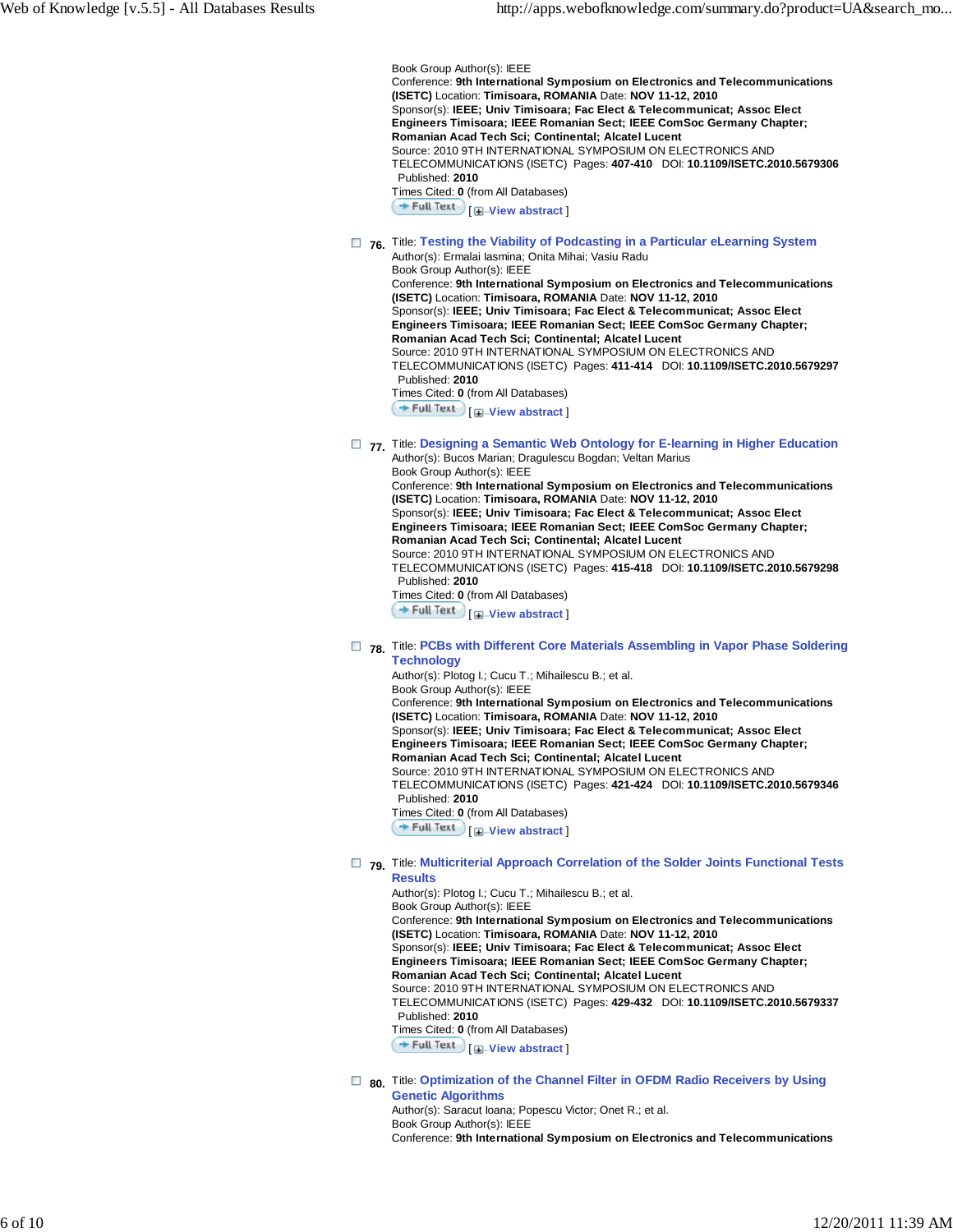Book Group Author(s): IEEE
Conference: **9th International Symposium on Electronics and Telecommunications (ISETC)** Location: **Timisoara, ROMANIA** Date: **NOV 11-12, 2010**
Sponsor(s): **IEEE; Univ Timisoara; Fac Elect & Telecommunicat; Assoc Elect Engineers Timisoara; IEEE Romanian Sect; IEEE ComSoc Germany Chapter; Romanian Acad Tech Sci; Continental; Alcatel Lucent**
Source: 2010 9TH INTERNATIONAL SYMPOSIUM ON ELECTRONICS AND TELECOMMUNICATIONS (ISETC) Pages: **407-410** DOI: **10.1109/ISETC.2010.5679306**
Published: **2010**
Times Cited: **0** (from All Databases)
Full Text [ View abstract ]

**76.** Title: **Testing the Viability of Podcasting in a Particular eLearning System**
Author(s): Ermalai Iasmina; Onita Mihai; Vasiu Radu
Book Group Author(s): IEEE
Conference: **9th International Symposium on Electronics and Telecommunications (ISETC)** Location: **Timisoara, ROMANIA** Date: **NOV 11-12, 2010**
Sponsor(s): **IEEE; Univ Timisoara; Fac Elect & Telecommunicat; Assoc Elect Engineers Timisoara; IEEE Romanian Sect; IEEE ComSoc Germany Chapter; Romanian Acad Tech Sci; Continental; Alcatel Lucent**
Source: 2010 9TH INTERNATIONAL SYMPOSIUM ON ELECTRONICS AND TELECOMMUNICATIONS (ISETC) Pages: **411-414** DOI: **10.1109/ISETC.2010.5679297**
Published: **2010**
Times Cited: **0** (from All Databases)
Full Text [ View abstract ]

**77.** Title: **Designing a Semantic Web Ontology for E-learning in Higher Education**
Author(s): Bucos Marian; Dragulescu Bogdan; Veltan Marius
Book Group Author(s): IEEE
Conference: **9th International Symposium on Electronics and Telecommunications (ISETC)** Location: **Timisoara, ROMANIA** Date: **NOV 11-12, 2010**
Sponsor(s): **IEEE; Univ Timisoara; Fac Elect & Telecommunicat; Assoc Elect Engineers Timisoara; IEEE Romanian Sect; IEEE ComSoc Germany Chapter; Romanian Acad Tech Sci; Continental; Alcatel Lucent**
Source: 2010 9TH INTERNATIONAL SYMPOSIUM ON ELECTRONICS AND TELECOMMUNICATIONS (ISETC) Pages: **415-418** DOI: **10.1109/ISETC.2010.5679298**
Published: **2010**
Times Cited: **0** (from All Databases)
Full Text [ View abstract ]

**78.** Title: **PCBs with Different Core Materials Assembling in Vapor Phase Soldering Technology**
Author(s): Plotog I.; Cucu T.; Mihailescu B.; et al.
Book Group Author(s): IEEE
Conference: **9th International Symposium on Electronics and Telecommunications (ISETC)** Location: **Timisoara, ROMANIA** Date: **NOV 11-12, 2010**
Sponsor(s): **IEEE; Univ Timisoara; Fac Elect & Telecommunicat; Assoc Elect Engineers Timisoara; IEEE Romanian Sect; IEEE ComSoc Germany Chapter; Romanian Acad Tech Sci; Continental; Alcatel Lucent**
Source: 2010 9TH INTERNATIONAL SYMPOSIUM ON ELECTRONICS AND TELECOMMUNICATIONS (ISETC) Pages: **421-424** DOI: **10.1109/ISETC.2010.5679346**
Published: **2010**
Times Cited: **0** (from All Databases)
Full Text [ View abstract ]

**79.** Title: **Multicriterial Approach Correlation of the Solder Joints Functional Tests Results**
Author(s): Plotog I.; Cucu T.; Mihailescu B.; et al.
Book Group Author(s): IEEE
Conference: **9th International Symposium on Electronics and Telecommunications (ISETC)** Location: **Timisoara, ROMANIA** Date: **NOV 11-12, 2010**
Sponsor(s): **IEEE; Univ Timisoara; Fac Elect & Telecommunicat; Assoc Elect Engineers Timisoara; IEEE Romanian Sect; IEEE ComSoc Germany Chapter; Romanian Acad Tech Sci; Continental; Alcatel Lucent**
Source: 2010 9TH INTERNATIONAL SYMPOSIUM ON ELECTRONICS AND TELECOMMUNICATIONS (ISETC) Pages: **429-432** DOI: **10.1109/ISETC.2010.5679337**
Published: **2010**
Times Cited: **0** (from All Databases)
Full Text [ View abstract ]

**80.** Title: **Optimization of the Channel Filter in OFDM Radio Receivers by Using Genetic Algorithms**
Author(s): Saracut Ioana; Popescu Victor; Onet R.; et al.
Book Group Author(s): IEEE
Conference: **9th International Symposium on Electronics and Telecommunications**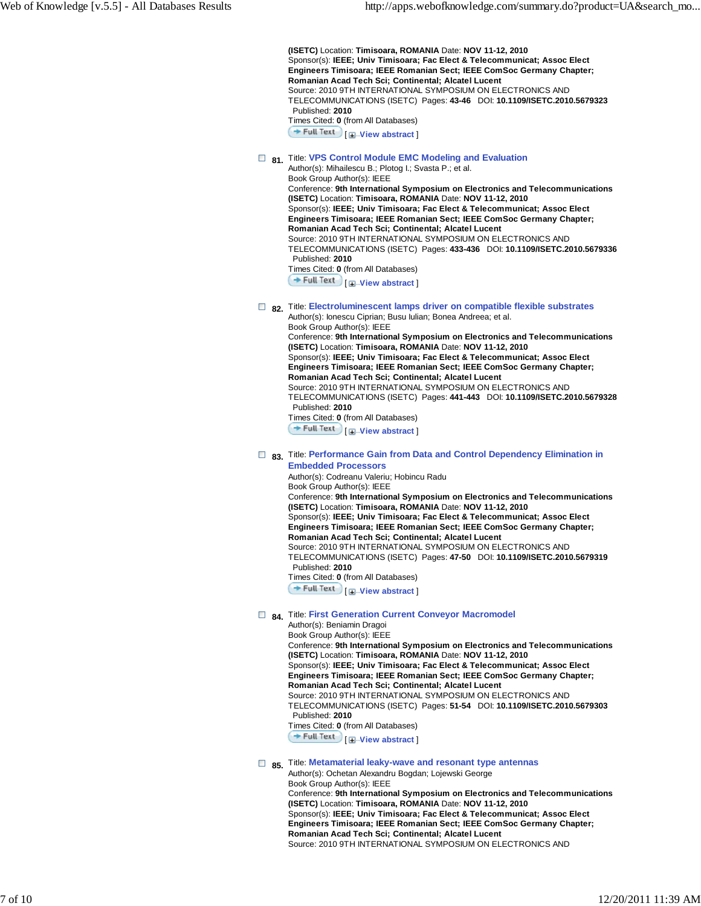**(ISETC)** Location: **Timisoara, ROMANIA** Date: **NOV 11-12, 2010**
Sponsor(s): **IEEE; Univ Timisoara; Fac Elect & Telecommunicat; Assoc Elect Engineers Timisoara; IEEE Romanian Sect; IEEE ComSoc Germany Chapter; Romanian Acad Tech Sci; Continental; Alcatel Lucent**
Source: 2010 9TH INTERNATIONAL SYMPOSIUM ON ELECTRONICS AND TELECOMMUNICATIONS (ISETC) Pages: **43-46** DOI: **10.1109/ISETC.2010.5679323**
Published: **2010**
Times Cited: **0** (from All Databases)
Full Text [ View abstract ]

**81.** Title: **VPS Control Module EMC Modeling and Evaluation**
Author(s): Mihailescu B.; Plotog I.; Svasta P.; et al.
Book Group Author(s): IEEE
Conference: **9th International Symposium on Electronics and Telecommunications (ISETC)** Location: **Timisoara, ROMANIA** Date: **NOV 11-12, 2010**
Sponsor(s): **IEEE; Univ Timisoara; Fac Elect & Telecommunicat; Assoc Elect Engineers Timisoara; IEEE Romanian Sect; IEEE ComSoc Germany Chapter; Romanian Acad Tech Sci; Continental; Alcatel Lucent**
Source: 2010 9TH INTERNATIONAL SYMPOSIUM ON ELECTRONICS AND TELECOMMUNICATIONS (ISETC) Pages: **433-436** DOI: **10.1109/ISETC.2010.5679336**
Published: **2010**
Times Cited: **0** (from All Databases)
Full Text [ View abstract ]

**82.** Title: **Electroluminescent lamps driver on compatible flexible substrates**
Author(s): Ionescu Ciprian; Busu Iulian; Bonea Andreea; et al.
Book Group Author(s): IEEE
Conference: **9th International Symposium on Electronics and Telecommunications (ISETC)** Location: **Timisoara, ROMANIA** Date: **NOV 11-12, 2010**
Sponsor(s): **IEEE; Univ Timisoara; Fac Elect & Telecommunicat; Assoc Elect Engineers Timisoara; IEEE Romanian Sect; IEEE ComSoc Germany Chapter; Romanian Acad Tech Sci; Continental; Alcatel Lucent**
Source: 2010 9TH INTERNATIONAL SYMPOSIUM ON ELECTRONICS AND TELECOMMUNICATIONS (ISETC) Pages: **441-443** DOI: **10.1109/ISETC.2010.5679328**
Published: **2010**
Times Cited: **0** (from All Databases)
Full Text [ View abstract ]

**83.** Title: **Performance Gain from Data and Control Dependency Elimination in Embedded Processors**
Author(s): Codreanu Valeriu; Hobincu Radu
Book Group Author(s): IEEE
Conference: **9th International Symposium on Electronics and Telecommunications (ISETC)** Location: **Timisoara, ROMANIA** Date: **NOV 11-12, 2010**
Sponsor(s): **IEEE; Univ Timisoara; Fac Elect & Telecommunicat; Assoc Elect Engineers Timisoara; IEEE Romanian Sect; IEEE ComSoc Germany Chapter; Romanian Acad Tech Sci; Continental; Alcatel Lucent**
Source: 2010 9TH INTERNATIONAL SYMPOSIUM ON ELECTRONICS AND TELECOMMUNICATIONS (ISETC) Pages: **47-50** DOI: **10.1109/ISETC.2010.5679319**
Published: **2010**
Times Cited: **0** (from All Databases)
Full Text [ View abstract ]

**84.** Title: **First Generation Current Conveyor Macromodel**
Author(s): Beniamin Dragoi
Book Group Author(s): IEEE
Conference: **9th International Symposium on Electronics and Telecommunications (ISETC)** Location: **Timisoara, ROMANIA** Date: **NOV 11-12, 2010**
Sponsor(s): **IEEE; Univ Timisoara; Fac Elect & Telecommunicat; Assoc Elect Engineers Timisoara; IEEE Romanian Sect; IEEE ComSoc Germany Chapter; Romanian Acad Tech Sci; Continental; Alcatel Lucent**
Source: 2010 9TH INTERNATIONAL SYMPOSIUM ON ELECTRONICS AND TELECOMMUNICATIONS (ISETC) Pages: **51-54** DOI: **10.1109/ISETC.2010.5679303**
Published: **2010**
Times Cited: **0** (from All Databases)
Full Text [ View abstract ]

**85.** Title: **Metamaterial leaky-wave and resonant type antennas**
Author(s): Ochetan Alexandru Bogdan; Lojewski George
Book Group Author(s): IEEE
Conference: **9th International Symposium on Electronics and Telecommunications (ISETC)** Location: **Timisoara, ROMANIA** Date: **NOV 11-12, 2010**
Sponsor(s): **IEEE; Univ Timisoara; Fac Elect & Telecommunicat; Assoc Elect Engineers Timisoara; IEEE Romanian Sect; IEEE ComSoc Germany Chapter; Romanian Acad Tech Sci; Continental; Alcatel Lucent**
Source: 2010 9TH INTERNATIONAL SYMPOSIUM ON ELECTRONICS AND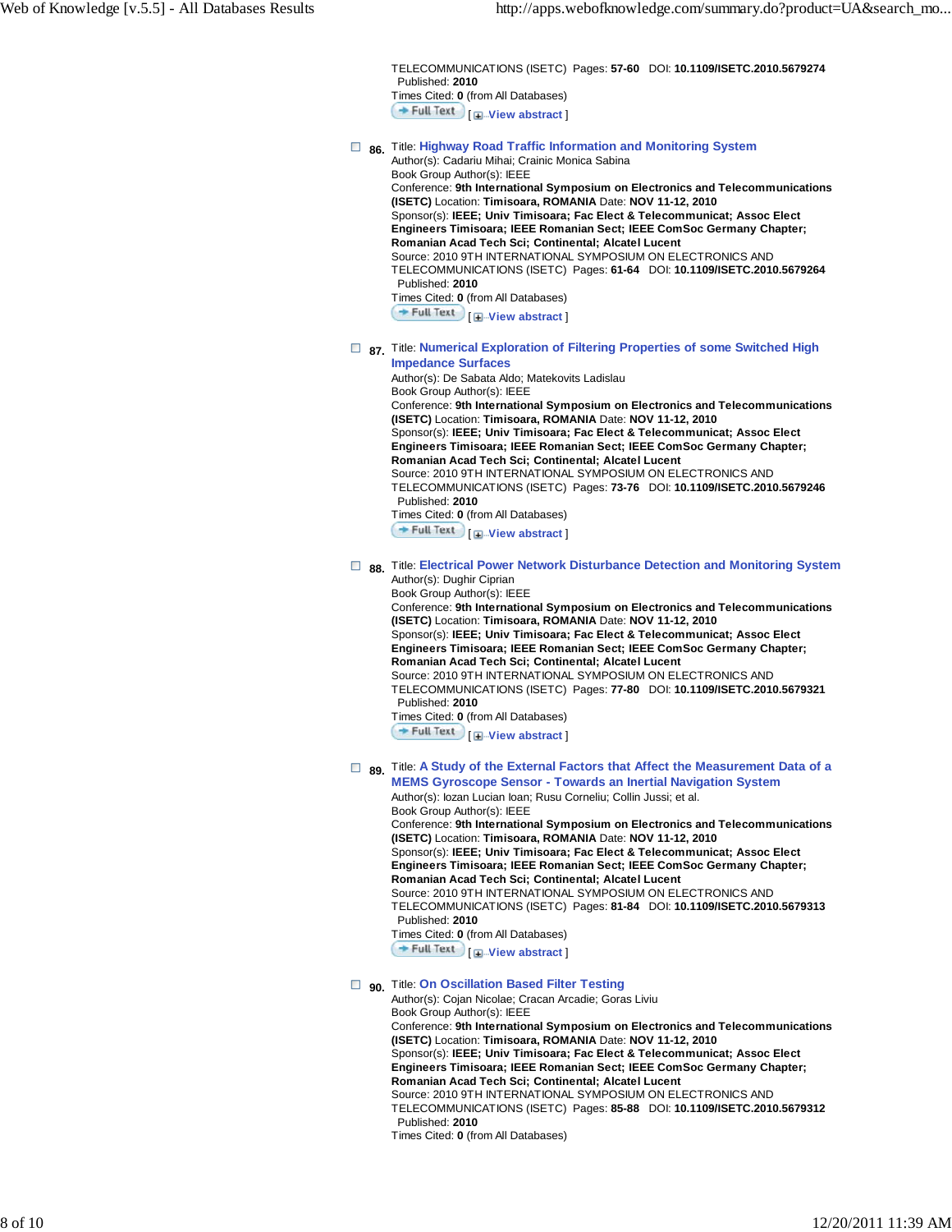TELECOMMUNICATIONS (ISETC) Pages: **57-60** DOI: **10.1109/ISETC.2010.5679274**
Published: **2010**
Times Cited: **0** (from All Databases)
Full Text [ View abstract ]

**86.** Title: **Highway Road Traffic Information and Monitoring System**
Author(s): Cadariu Mihai; Crainic Monica Sabina
Book Group Author(s): IEEE
Conference: **9th International Symposium on Electronics and Telecommunications (ISETC)** Location: **Timisoara, ROMANIA** Date: **NOV 11-12, 2010**
Sponsor(s): **IEEE; Univ Timisoara; Fac Elect & Telecommunicat; Assoc Elect Engineers Timisoara; IEEE Romanian Sect; IEEE ComSoc Germany Chapter; Romanian Acad Tech Sci; Continental; Alcatel Lucent**
Source: 2010 9TH INTERNATIONAL SYMPOSIUM ON ELECTRONICS AND TELECOMMUNICATIONS (ISETC) Pages: **61-64** DOI: **10.1109/ISETC.2010.5679264**
Published: **2010**
Times Cited: **0** (from All Databases)
Full Text [ View abstract ]

**87.** Title: **Numerical Exploration of Filtering Properties of some Switched High Impedance Surfaces**
Author(s): De Sabata Aldo; Matekovits Ladislau
Book Group Author(s): IEEE
Conference: **9th International Symposium on Electronics and Telecommunications (ISETC)** Location: **Timisoara, ROMANIA** Date: **NOV 11-12, 2010**
Sponsor(s): **IEEE; Univ Timisoara; Fac Elect & Telecommunicat; Assoc Elect Engineers Timisoara; IEEE Romanian Sect; IEEE ComSoc Germany Chapter; Romanian Acad Tech Sci; Continental; Alcatel Lucent**
Source: 2010 9TH INTERNATIONAL SYMPOSIUM ON ELECTRONICS AND TELECOMMUNICATIONS (ISETC) Pages: **73-76** DOI: **10.1109/ISETC.2010.5679246**
Published: **2010**
Times Cited: **0** (from All Databases)
Full Text [ View abstract ]

**88.** Title: **Electrical Power Network Disturbance Detection and Monitoring System**
Author(s): Dughir Ciprian
Book Group Author(s): IEEE
Conference: **9th International Symposium on Electronics and Telecommunications (ISETC)** Location: **Timisoara, ROMANIA** Date: **NOV 11-12, 2010**
Sponsor(s): **IEEE; Univ Timisoara; Fac Elect & Telecommunicat; Assoc Elect Engineers Timisoara; IEEE Romanian Sect; IEEE ComSoc Germany Chapter; Romanian Acad Tech Sci; Continental; Alcatel Lucent**
Source: 2010 9TH INTERNATIONAL SYMPOSIUM ON ELECTRONICS AND TELECOMMUNICATIONS (ISETC) Pages: **77-80** DOI: **10.1109/ISETC.2010.5679321**
Published: **2010**
Times Cited: **0** (from All Databases)
Full Text [ View abstract ]

**89.** Title: **A Study of the External Factors that Affect the Measurement Data of a MEMS Gyroscope Sensor - Towards an Inertial Navigation System**
Author(s): Iozan Lucian Ioan; Rusu Corneliu; Collin Jussi; et al.
Book Group Author(s): IEEE
Conference: **9th International Symposium on Electronics and Telecommunications (ISETC)** Location: **Timisoara, ROMANIA** Date: **NOV 11-12, 2010**
Sponsor(s): **IEEE; Univ Timisoara; Fac Elect & Telecommunicat; Assoc Elect Engineers Timisoara; IEEE Romanian Sect; IEEE ComSoc Germany Chapter; Romanian Acad Tech Sci; Continental; Alcatel Lucent**
Source: 2010 9TH INTERNATIONAL SYMPOSIUM ON ELECTRONICS AND TELECOMMUNICATIONS (ISETC) Pages: **81-84** DOI: **10.1109/ISETC.2010.5679313**
Published: **2010**
Times Cited: **0** (from All Databases)
Full Text [ View abstract ]

**90.** Title: **On Oscillation Based Filter Testing**
Author(s): Cojan Nicolae; Cracan Arcadie; Goras Liviu
Book Group Author(s): IEEE
Conference: **9th International Symposium on Electronics and Telecommunications (ISETC)** Location: **Timisoara, ROMANIA** Date: **NOV 11-12, 2010**
Sponsor(s): **IEEE; Univ Timisoara; Fac Elect & Telecommunicat; Assoc Elect Engineers Timisoara; IEEE Romanian Sect; IEEE ComSoc Germany Chapter; Romanian Acad Tech Sci; Continental; Alcatel Lucent**
Source: 2010 9TH INTERNATIONAL SYMPOSIUM ON ELECTRONICS AND TELECOMMUNICATIONS (ISETC) Pages: **85-88** DOI: **10.1109/ISETC.2010.5679312**
Published: **2010**
Times Cited: **0** (from All Databases)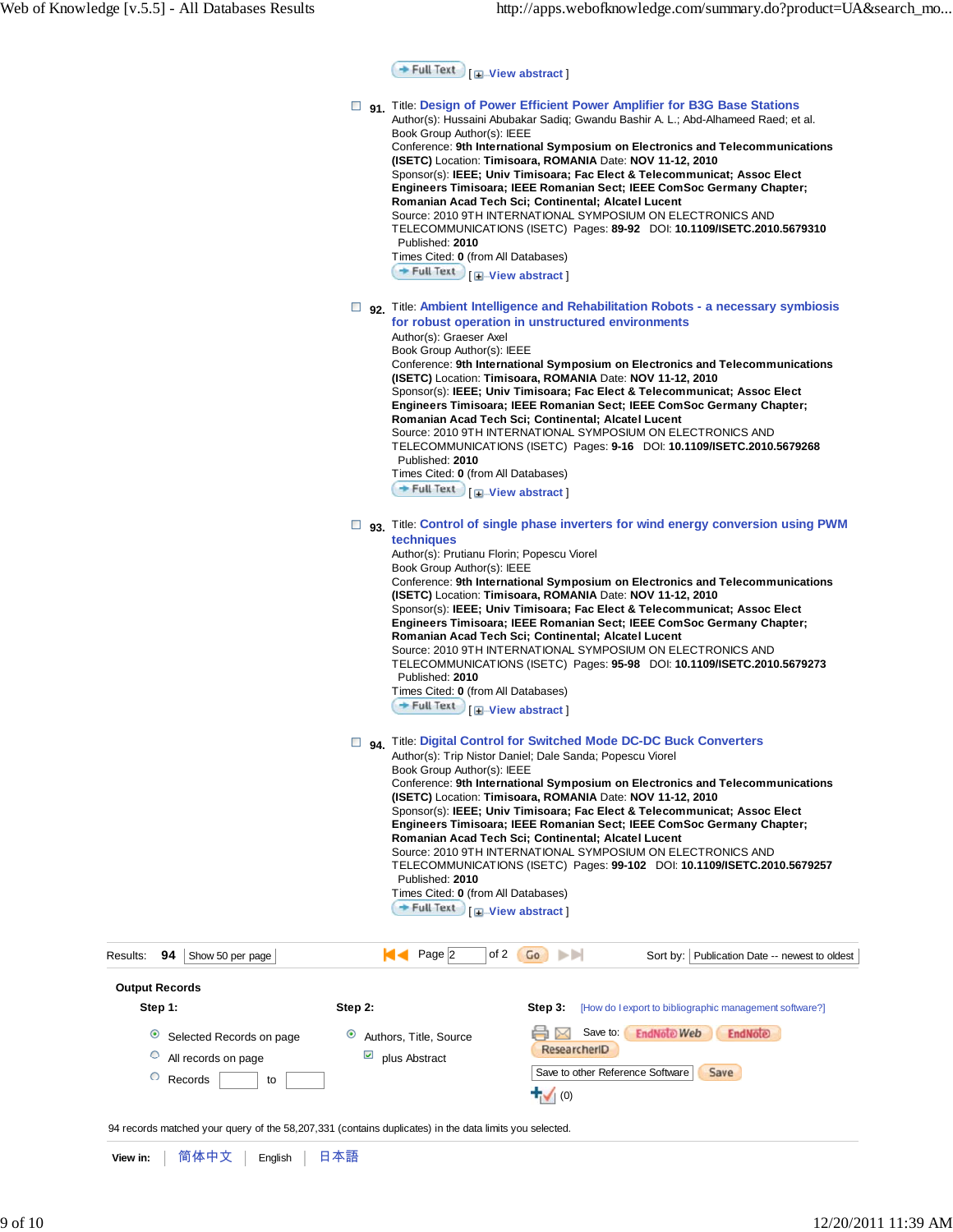[ View abstract ]

91. Title: **Design of Power Efficient Power Amplifier for B3G Base Stations**
Author(s): Hussaini Abubakar Sadiq; Gwandu Bashir A. L.; Abd-Alhameed Raed; et al.
Book Group Author(s): IEEE
Conference: **9th International Symposium on Electronics and Telecommunications (ISETC)** Location: **Timisoara, ROMANIA** Date: **NOV 11-12, 2010**
Sponsor(s): **IEEE; Univ Timisoara; Fac Elect & Telecommunicat; Assoc Elect Engineers Timisoara; IEEE Romanian Sect; IEEE ComSoc Germany Chapter; Romanian Acad Tech Sci; Continental; Alcatel Lucent**
Source: 2010 9TH INTERNATIONAL SYMPOSIUM ON ELECTRONICS AND TELECOMMUNICATIONS (ISETC) Pages: **89-92** DOI: **10.1109/ISETC.2010.5679310**
Published: **2010**
Times Cited: **0** (from All Databases)
[ View abstract ]

92. Title: **Ambient Intelligence and Rehabilitation Robots - a necessary symbiosis for robust operation in unstructured environments**
Author(s): Graeser Axel
Book Group Author(s): IEEE
Conference: **9th International Symposium on Electronics and Telecommunications (ISETC)** Location: **Timisoara, ROMANIA** Date: **NOV 11-12, 2010**
Sponsor(s): **IEEE; Univ Timisoara; Fac Elect & Telecommunicat; Assoc Elect Engineers Timisoara; IEEE Romanian Sect; IEEE ComSoc Germany Chapter; Romanian Acad Tech Sci; Continental; Alcatel Lucent**
Source: 2010 9TH INTERNATIONAL SYMPOSIUM ON ELECTRONICS AND TELECOMMUNICATIONS (ISETC) Pages: **9-16** DOI: **10.1109/ISETC.2010.5679268**
Published: **2010**
Times Cited: **0** (from All Databases)
[ View abstract ]

93. Title: **Control of single phase inverters for wind energy conversion using PWM techniques**
Author(s): Prutianu Florin; Popescu Viorel
Book Group Author(s): IEEE
Conference: **9th International Symposium on Electronics and Telecommunications (ISETC)** Location: **Timisoara, ROMANIA** Date: **NOV 11-12, 2010**
Sponsor(s): **IEEE; Univ Timisoara; Fac Elect & Telecommunicat; Assoc Elect Engineers Timisoara; IEEE Romanian Sect; IEEE ComSoc Germany Chapter; Romanian Acad Tech Sci; Continental; Alcatel Lucent**
Source: 2010 9TH INTERNATIONAL SYMPOSIUM ON ELECTRONICS AND TELECOMMUNICATIONS (ISETC) Pages: **95-98** DOI: **10.1109/ISETC.2010.5679273**
Published: **2010**
Times Cited: **0** (from All Databases)
[ View abstract ]

94. Title: **Digital Control for Switched Mode DC-DC Buck Converters**
Author(s): Trip Nistor Daniel; Dale Sanda; Popescu Viorel
Book Group Author(s): IEEE
Conference: **9th International Symposium on Electronics and Telecommunications (ISETC)** Location: **Timisoara, ROMANIA** Date: **NOV 11-12, 2010**
Sponsor(s): **IEEE; Univ Timisoara; Fac Elect & Telecommunicat; Assoc Elect Engineers Timisoara; IEEE Romanian Sect; IEEE ComSoc Germany Chapter; Romanian Acad Tech Sci; Continental; Alcatel Lucent**
Source: 2010 9TH INTERNATIONAL SYMPOSIUM ON ELECTRONICS AND TELECOMMUNICATIONS (ISETC) Pages: **99-102** DOI: **10.1109/ISETC.2010.5679257**
Published: **2010**
Times Cited: **0** (from All Databases)
[ View abstract ]

Results: **94** Show 50 per page Page 2 of 2 Sort by: Publication Date -- newest to oldest

**Output Records**

**Step 1:**
- Selected Records on page
- All records on page
- Records ___ to ___

**Step 2:**
- Authors, Title, Source
- plus Abstract

**Step 3:** [How do I export to bibliographic management software?]
Save to: EndNote Web, EndNote, ResearcherID
Save to other Reference Software — Save
(0)

94 records matched your query of the 58,207,331 (contains duplicates) in the data limits you selected.

**View in:** 简体中文 | English | 日本語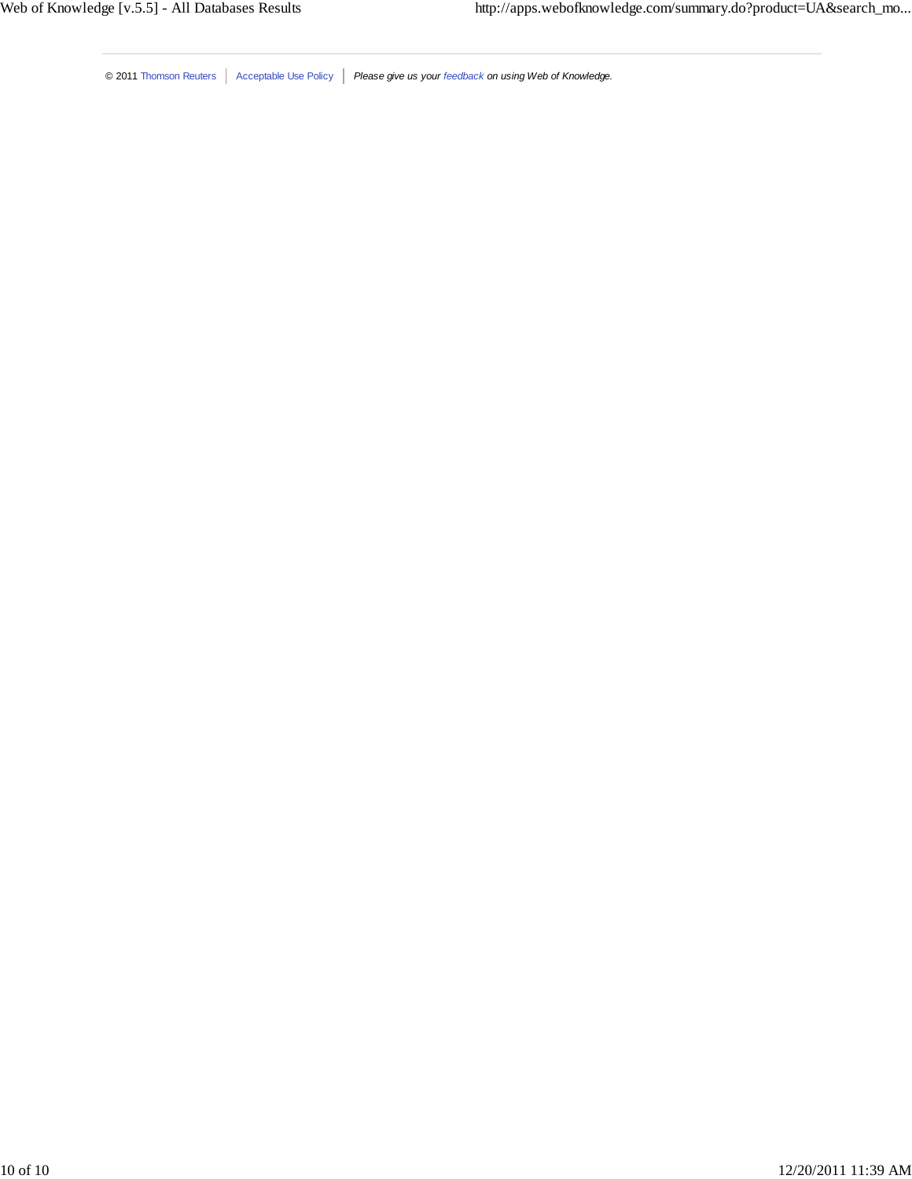© 2011 Thomson Reuters | Acceptable Use Policy | *Please give us your feedback on using Web of Knowledge.*